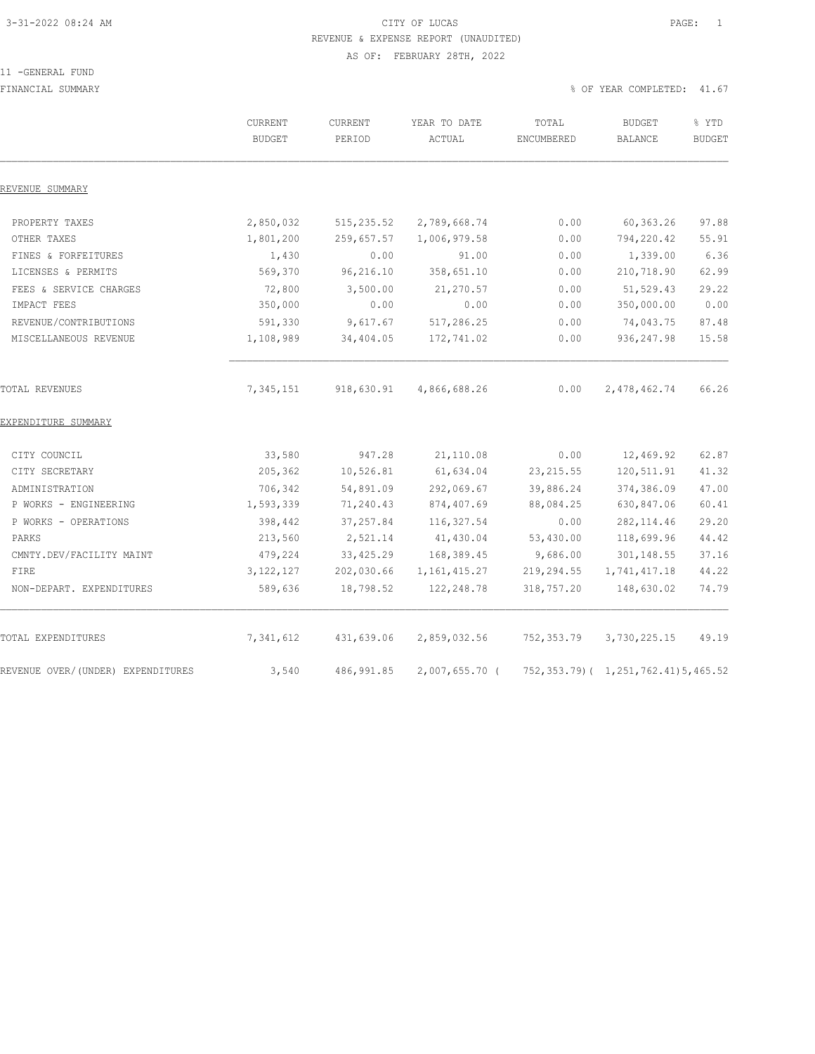# CITY OF LUCAS

REVENUE & EXPENSE REPORT (UNAUDITED)

AS OF: FEBRUARY 28TH, 2022

11 -GENERAL FUND

FINANCIAL SUMMARY

% OF YEAR COMPLETED: 41.67

| | CURRENT BUDGET | CURRENT PERIOD | YEAR TO DATE ACTUAL | TOTAL ENCUMBERED | BUDGET BALANCE | % YTD BUDGET |
|---|---|---|---|---|---|---|
| REVENUE SUMMARY | | | | | | |
| PROPERTY TAXES | 2,850,032 | 515,235.52 | 2,789,668.74 | 0.00 | 60,363.26 | 97.88 |
| OTHER TAXES | 1,801,200 | 259,657.57 | 1,006,979.58 | 0.00 | 794,220.42 | 55.91 |
| FINES & FORFEITURES | 1,430 | 0.00 | 91.00 | 0.00 | 1,339.00 | 6.36 |
| LICENSES & PERMITS | 569,370 | 96,216.10 | 358,651.10 | 0.00 | 210,718.90 | 62.99 |
| FEES & SERVICE CHARGES | 72,800 | 3,500.00 | 21,270.57 | 0.00 | 51,529.43 | 29.22 |
| IMPACT FEES | 350,000 | 0.00 | 0.00 | 0.00 | 350,000.00 | 0.00 |
| REVENUE/CONTRIBUTIONS | 591,330 | 9,617.67 | 517,286.25 | 0.00 | 74,043.75 | 87.48 |
| MISCELLANEOUS REVENUE | 1,108,989 | 34,404.05 | 172,741.02 | 0.00 | 936,247.98 | 15.58 |
| TOTAL REVENUES | 7,345,151 | 918,630.91 | 4,866,688.26 | 0.00 | 2,478,462.74 | 66.26 |
| EXPENDITURE SUMMARY | | | | | | |
| CITY COUNCIL | 33,580 | 947.28 | 21,110.08 | 0.00 | 12,469.92 | 62.87 |
| CITY SECRETARY | 205,362 | 10,526.81 | 61,634.04 | 23,215.55 | 120,511.91 | 41.32 |
| ADMINISTRATION | 706,342 | 54,891.09 | 292,069.67 | 39,886.24 | 374,386.09 | 47.00 |
| P WORKS - ENGINEERING | 1,593,339 | 71,240.43 | 874,407.69 | 88,084.25 | 630,847.06 | 60.41 |
| P WORKS - OPERATIONS | 398,442 | 37,257.84 | 116,327.54 | 0.00 | 282,114.46 | 29.20 |
| PARKS | 213,560 | 2,521.14 | 41,430.04 | 53,430.00 | 118,699.96 | 44.42 |
| CMNTY.DEV/FACILITY MAINT | 479,224 | 33,425.29 | 168,389.45 | 9,686.00 | 301,148.55 | 37.16 |
| FIRE | 3,122,127 | 202,030.66 | 1,161,415.27 | 219,294.55 | 1,741,417.18 | 44.22 |
| NON-DEPART. EXPENDITURES | 589,636 | 18,798.52 | 122,248.78 | 318,757.20 | 148,630.02 | 74.79 |
| TOTAL EXPENDITURES | 7,341,612 | 431,639.06 | 2,859,032.56 | 752,353.79 | 3,730,225.15 | 49.19 |
| REVENUE OVER/(UNDER) EXPENDITURES | 3,540 | 486,991.85 | 2,007,655.70 | ( 752,353.79) | ( 1,251,762.41) | 5,465.52 |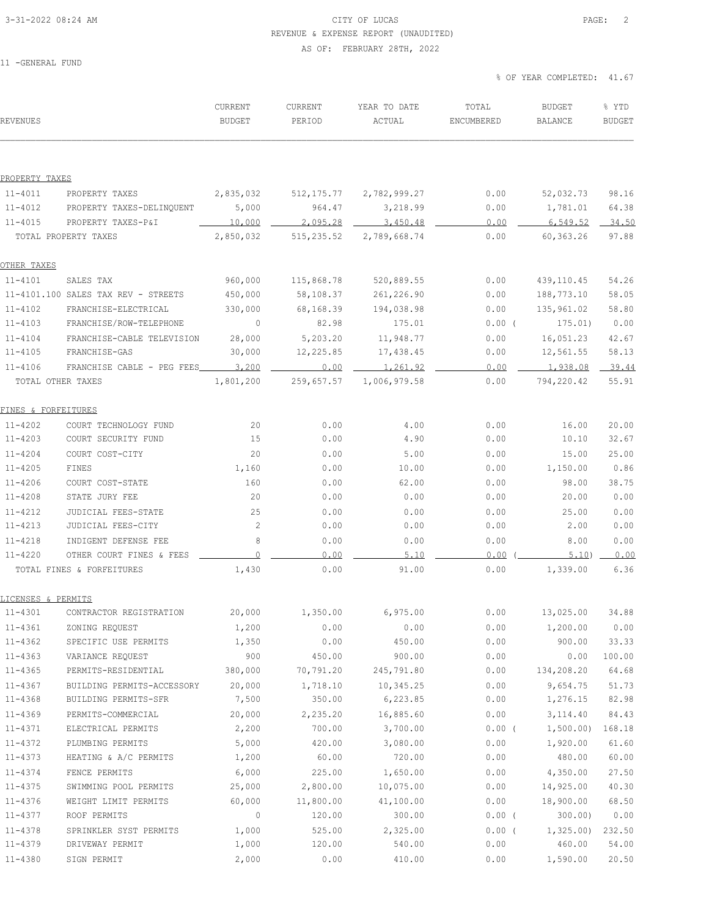3-31-2022 08:24 AM

CITY OF LUCAS
REVENUE & EXPENSE REPORT (UNAUDITED)
AS OF: FEBRUARY 28TH, 2022

11 -GENERAL FUND

% OF YEAR COMPLETED: 41.67

| REVENUES | | CURRENT BUDGET | CURRENT PERIOD | YEAR TO DATE ACTUAL | TOTAL ENCUMBERED | BUDGET BALANCE | % YTD BUDGET |
|---|---|---|---|---|---|---|---|
| PROPERTY TAXES | | | | | | | |
| 11-4011 | PROPERTY TAXES | 2,835,032 | 512,175.77 | 2,782,999.27 | 0.00 | 52,032.73 | 98.16 |
| 11-4012 | PROPERTY TAXES-DELINQUENT | 5,000 | 964.47 | 3,218.99 | 0.00 | 1,781.01 | 64.38 |
| 11-4015 | PROPERTY TAXES-P&I | 10,000 | 2,095.28 | 3,450.48 | 0.00 | 6,549.52 | 34.50 |
| TOTAL PROPERTY TAXES | | 2,850,032 | 515,235.52 | 2,789,668.74 | 0.00 | 60,363.26 | 97.88 |
| OTHER TAXES | | | | | | | |
| 11-4101 | SALES TAX | 960,000 | 115,868.78 | 520,889.55 | 0.00 | 439,110.45 | 54.26 |
| 11-4101.100 | SALES TAX REV - STREETS | 450,000 | 58,108.37 | 261,226.90 | 0.00 | 188,773.10 | 58.05 |
| 11-4102 | FRANCHISE-ELECTRICAL | 330,000 | 68,168.39 | 194,038.98 | 0.00 | 135,961.02 | 58.80 |
| 11-4103 | FRANCHISE/ROW-TELEPHONE | 0 | 82.98 | 175.01 | 0.00 ( | 175.01) | 0.00 |
| 11-4104 | FRANCHISE-CABLE TELEVISION | 28,000 | 5,203.20 | 11,948.77 | 0.00 | 16,051.23 | 42.67 |
| 11-4105 | FRANCHISE-GAS | 30,000 | 12,225.85 | 17,438.45 | 0.00 | 12,561.55 | 58.13 |
| 11-4106 | FRANCHISE CABLE - PEG FEES | 3,200 | 0.00 | 1,261.92 | 0.00 | 1,938.08 | 39.44 |
| TOTAL OTHER TAXES | | 1,801,200 | 259,657.57 | 1,006,979.58 | 0.00 | 794,220.42 | 55.91 |
| FINES & FORFEITURES | | | | | | | |
| 11-4202 | COURT TECHNOLOGY FUND | 20 | 0.00 | 4.00 | 0.00 | 16.00 | 20.00 |
| 11-4203 | COURT SECURITY FUND | 15 | 0.00 | 4.90 | 0.00 | 10.10 | 32.67 |
| 11-4204 | COURT COST-CITY | 20 | 0.00 | 5.00 | 0.00 | 15.00 | 25.00 |
| 11-4205 | FINES | 1,160 | 0.00 | 10.00 | 0.00 | 1,150.00 | 0.86 |
| 11-4206 | COURT COST-STATE | 160 | 0.00 | 62.00 | 0.00 | 98.00 | 38.75 |
| 11-4208 | STATE JURY FEE | 20 | 0.00 | 0.00 | 0.00 | 20.00 | 0.00 |
| 11-4212 | JUDICIAL FEES-STATE | 25 | 0.00 | 0.00 | 0.00 | 25.00 | 0.00 |
| 11-4213 | JUDICIAL FEES-CITY | 2 | 0.00 | 0.00 | 0.00 | 2.00 | 0.00 |
| 11-4218 | INDIGENT DEFENSE FEE | 8 | 0.00 | 0.00 | 0.00 | 8.00 | 0.00 |
| 11-4220 | OTHER COURT FINES & FEES | 0 | 0.00 | 5.10 | 0.00 ( | 5.10) | 0.00 |
| TOTAL FINES & FORFEITURES | | 1,430 | 0.00 | 91.00 | 0.00 | 1,339.00 | 6.36 |
| LICENSES & PERMITS | | | | | | | |
| 11-4301 | CONTRACTOR REGISTRATION | 20,000 | 1,350.00 | 6,975.00 | 0.00 | 13,025.00 | 34.88 |
| 11-4361 | ZONING REQUEST | 1,200 | 0.00 | 0.00 | 0.00 | 1,200.00 | 0.00 |
| 11-4362 | SPECIFIC USE PERMITS | 1,350 | 0.00 | 450.00 | 0.00 | 900.00 | 33.33 |
| 11-4363 | VARIANCE REQUEST | 900 | 450.00 | 900.00 | 0.00 | 0.00 | 100.00 |
| 11-4365 | PERMITS-RESIDENTIAL | 380,000 | 70,791.20 | 245,791.80 | 0.00 | 134,208.20 | 64.68 |
| 11-4367 | BUILDING PERMITS-ACCESSORY | 20,000 | 1,718.10 | 10,345.25 | 0.00 | 9,654.75 | 51.73 |
| 11-4368 | BUILDING PERMITS-SFR | 7,500 | 350.00 | 6,223.85 | 0.00 | 1,276.15 | 82.98 |
| 11-4369 | PERMITS-COMMERCIAL | 20,000 | 2,235.20 | 16,885.60 | 0.00 | 3,114.40 | 84.43 |
| 11-4371 | ELECTRICAL PERMITS | 2,200 | 700.00 | 3,700.00 | 0.00 ( | 1,500.00) | 168.18 |
| 11-4372 | PLUMBING PERMITS | 5,000 | 420.00 | 3,080.00 | 0.00 | 1,920.00 | 61.60 |
| 11-4373 | HEATING & A/C PERMITS | 1,200 | 60.00 | 720.00 | 0.00 | 480.00 | 60.00 |
| 11-4374 | FENCE PERMITS | 6,000 | 225.00 | 1,650.00 | 0.00 | 4,350.00 | 27.50 |
| 11-4375 | SWIMMING POOL PERMITS | 25,000 | 2,800.00 | 10,075.00 | 0.00 | 14,925.00 | 40.30 |
| 11-4376 | WEIGHT LIMIT PERMITS | 60,000 | 11,800.00 | 41,100.00 | 0.00 | 18,900.00 | 68.50 |
| 11-4377 | ROOF PERMITS | 0 | 120.00 | 300.00 | 0.00 ( | 300.00) | 0.00 |
| 11-4378 | SPRINKLER SYST PERMITS | 1,000 | 525.00 | 2,325.00 | 0.00 ( | 1,325.00) | 232.50 |
| 11-4379 | DRIVEWAY PERMIT | 1,000 | 120.00 | 540.00 | 0.00 | 460.00 | 54.00 |
| 11-4380 | SIGN PERMIT | 2,000 | 0.00 | 410.00 | 0.00 | 1,590.00 | 20.50 |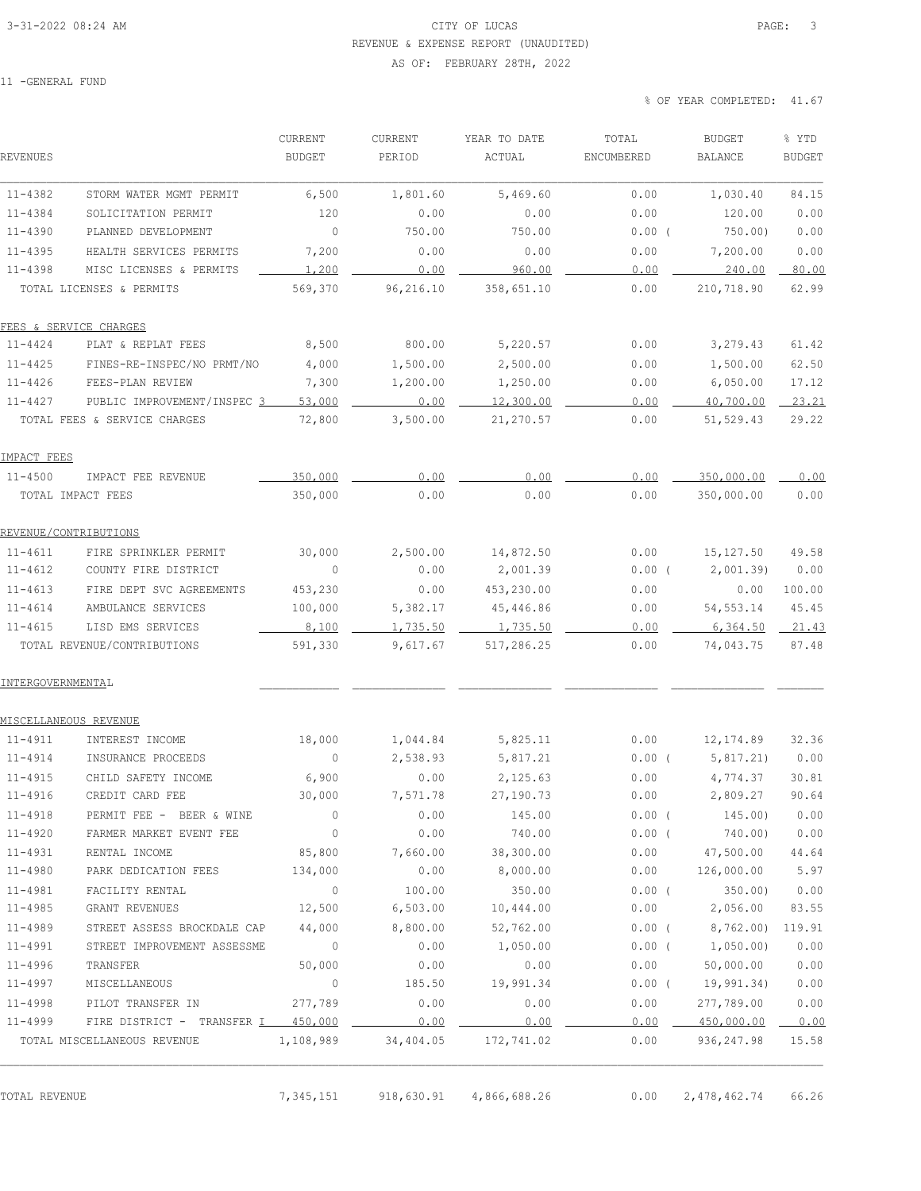CITY OF LUCAS
REVENUE & EXPENSE REPORT (UNAUDITED)
AS OF: FEBRUARY 28TH, 2022

11 -GENERAL FUND

% OF YEAR COMPLETED: 41.67

| REVENUES | | CURRENT BUDGET | CURRENT PERIOD | YEAR TO DATE ACTUAL | TOTAL ENCUMBERED | BUDGET BALANCE | % YTD BUDGET |
|---|---|---|---|---|---|---|---|
| 11-4382 | STORM WATER MGMT PERMIT | 6,500 | 1,801.60 | 5,469.60 | 0.00 | 1,030.40 | 84.15 |
| 11-4384 | SOLICITATION PERMIT | 120 | 0.00 | 0.00 | 0.00 | 120.00 | 0.00 |
| 11-4390 | PLANNED DEVELOPMENT | 0 | 750.00 | 750.00 | 0.00 ( | 750.00) | 0.00 |
| 11-4395 | HEALTH SERVICES PERMITS | 7,200 | 0.00 | 0.00 | 0.00 | 7,200.00 | 0.00 |
| 11-4398 | MISC LICENSES & PERMITS | 1,200 | 0.00 | 960.00 | 0.00 | 240.00 | 80.00 |
| TOTAL LICENSES & PERMITS | | 569,370 | 96,216.10 | 358,651.10 | 0.00 | 210,718.90 | 62.99 |
| FEES & SERVICE CHARGES | | | | | | | |
| 11-4424 | PLAT & REPLAT FEES | 8,500 | 800.00 | 5,220.57 | 0.00 | 3,279.43 | 61.42 |
| 11-4425 | FINES-RE-INSPEC/NO PRMT/NO | 4,000 | 1,500.00 | 2,500.00 | 0.00 | 1,500.00 | 62.50 |
| 11-4426 | FEES-PLAN REVIEW | 7,300 | 1,200.00 | 1,250.00 | 0.00 | 6,050.00 | 17.12 |
| 11-4427 | PUBLIC IMPROVEMENT/INSPEC 3 | 53,000 | 0.00 | 12,300.00 | 0.00 | 40,700.00 | 23.21 |
| TOTAL FEES & SERVICE CHARGES | | 72,800 | 3,500.00 | 21,270.57 | 0.00 | 51,529.43 | 29.22 |
| IMPACT FEES | | | | | | | |
| 11-4500 | IMPACT FEE REVENUE | 350,000 | 0.00 | 0.00 | 0.00 | 350,000.00 | 0.00 |
| TOTAL IMPACT FEES | | 350,000 | 0.00 | 0.00 | 0.00 | 350,000.00 | 0.00 |
| REVENUE/CONTRIBUTIONS | | | | | | | |
| 11-4611 | FIRE SPRINKLER PERMIT | 30,000 | 2,500.00 | 14,872.50 | 0.00 | 15,127.50 | 49.58 |
| 11-4612 | COUNTY FIRE DISTRICT | 0 | 0.00 | 2,001.39 | 0.00 ( | 2,001.39) | 0.00 |
| 11-4613 | FIRE DEPT SVC AGREEMENTS | 453,230 | 0.00 | 453,230.00 | 0.00 | 0.00 | 100.00 |
| 11-4614 | AMBULANCE SERVICES | 100,000 | 5,382.17 | 45,446.86 | 0.00 | 54,553.14 | 45.45 |
| 11-4615 | LISD EMS SERVICES | 8,100 | 1,735.50 | 1,735.50 | 0.00 | 6,364.50 | 21.43 |
| TOTAL REVENUE/CONTRIBUTIONS | | 591,330 | 9,617.67 | 517,286.25 | 0.00 | 74,043.75 | 87.48 |
| INTERGOVERNMENTAL | | | | | | | |
| MISCELLANEOUS REVENUE | | | | | | | |
| 11-4911 | INTEREST INCOME | 18,000 | 1,044.84 | 5,825.11 | 0.00 | 12,174.89 | 32.36 |
| 11-4914 | INSURANCE PROCEEDS | 0 | 2,538.93 | 5,817.21 | 0.00 ( | 5,817.21) | 0.00 |
| 11-4915 | CHILD SAFETY INCOME | 6,900 | 0.00 | 2,125.63 | 0.00 | 4,774.37 | 30.81 |
| 11-4916 | CREDIT CARD FEE | 30,000 | 7,571.78 | 27,190.73 | 0.00 | 2,809.27 | 90.64 |
| 11-4918 | PERMIT FEE - BEER & WINE | 0 | 0.00 | 145.00 | 0.00 ( | 145.00) | 0.00 |
| 11-4920 | FARMER MARKET EVENT FEE | 0 | 0.00 | 740.00 | 0.00 ( | 740.00) | 0.00 |
| 11-4931 | RENTAL INCOME | 85,800 | 7,660.00 | 38,300.00 | 0.00 | 47,500.00 | 44.64 |
| 11-4980 | PARK DEDICATION FEES | 134,000 | 0.00 | 8,000.00 | 0.00 | 126,000.00 | 5.97 |
| 11-4981 | FACILITY RENTAL | 0 | 100.00 | 350.00 | 0.00 ( | 350.00) | 0.00 |
| 11-4985 | GRANT REVENUES | 12,500 | 6,503.00 | 10,444.00 | 0.00 | 2,056.00 | 83.55 |
| 11-4989 | STREET ASSESS BROCKDALE CAP | 44,000 | 8,800.00 | 52,762.00 | 0.00 ( | 8,762.00) | 119.91 |
| 11-4991 | STREET IMPROVEMENT ASSESSME | 0 | 0.00 | 1,050.00 | 0.00 ( | 1,050.00) | 0.00 |
| 11-4996 | TRANSFER | 50,000 | 0.00 | 0.00 | 0.00 | 50,000.00 | 0.00 |
| 11-4997 | MISCELLANEOUS | 0 | 185.50 | 19,991.34 | 0.00 ( | 19,991.34) | 0.00 |
| 11-4998 | PILOT TRANSFER IN | 277,789 | 0.00 | 0.00 | 0.00 | 277,789.00 | 0.00 |
| 11-4999 | FIRE DISTRICT - TRANSFER I | 450,000 | 0.00 | 0.00 | 0.00 | 450,000.00 | 0.00 |
| TOTAL MISCELLANEOUS REVENUE | | 1,108,989 | 34,404.05 | 172,741.02 | 0.00 | 936,247.98 | 15.58 |
| TOTAL REVENUE | | 7,345,151 | 918,630.91 | 4,866,688.26 | 0.00 | 2,478,462.74 | 66.26 |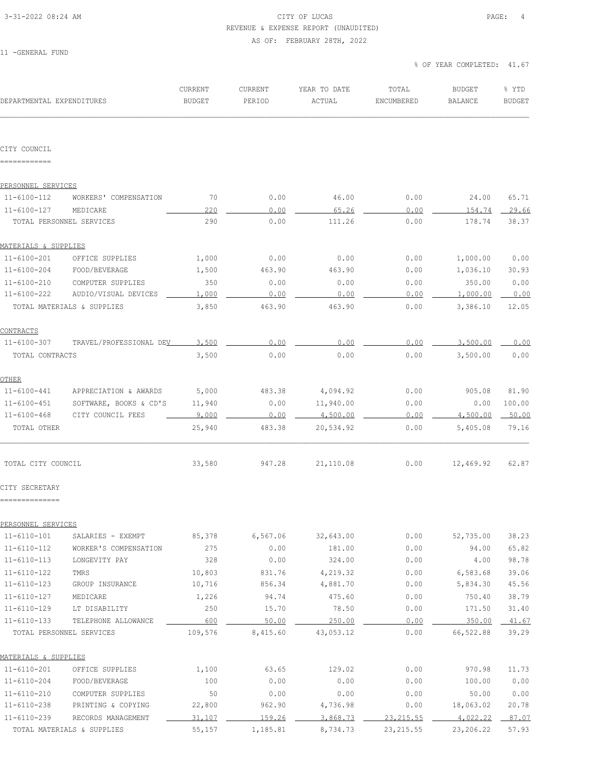CITY OF LUCAS

REVENUE & EXPENSE REPORT (UNAUDITED)

AS OF: FEBRUARY 28TH, 2022

11 -GENERAL FUND

% OF YEAR COMPLETED: 41.67

| DEPARTMENTAL EXPENDITURES | | CURRENT BUDGET | CURRENT PERIOD | YEAR TO DATE ACTUAL | TOTAL ENCUMBERED | BUDGET BALANCE | % YTD BUDGET |
|---|---|---|---|---|---|---|---|
| **CITY COUNCIL** | | | | | | | |
| PERSONNEL SERVICES | | | | | | | |
| 11-6100-112 | WORKERS' COMPENSATION | 70 | 0.00 | 46.00 | 0.00 | 24.00 | 65.71 |
| 11-6100-127 | MEDICARE | 220 | 0.00 | 65.26 | 0.00 | 154.74 | 29.66 |
| TOTAL PERSONNEL SERVICES | | 290 | 0.00 | 111.26 | 0.00 | 178.74 | 38.37 |
| MATERIALS & SUPPLIES | | | | | | | |
| 11-6100-201 | OFFICE SUPPLIES | 1,000 | 0.00 | 0.00 | 0.00 | 1,000.00 | 0.00 |
| 11-6100-204 | FOOD/BEVERAGE | 1,500 | 463.90 | 463.90 | 0.00 | 1,036.10 | 30.93 |
| 11-6100-210 | COMPUTER SUPPLIES | 350 | 0.00 | 0.00 | 0.00 | 350.00 | 0.00 |
| 11-6100-222 | AUDIO/VISUAL DEVICES | 1,000 | 0.00 | 0.00 | 0.00 | 1,000.00 | 0.00 |
| TOTAL MATERIALS & SUPPLIES | | 3,850 | 463.90 | 463.90 | 0.00 | 3,386.10 | 12.05 |
| CONTRACTS | | | | | | | |
| 11-6100-307 | TRAVEL/PROFESSIONAL DEV | 3,500 | 0.00 | 0.00 | 0.00 | 3,500.00 | 0.00 |
| TOTAL CONTRACTS | | 3,500 | 0.00 | 0.00 | 0.00 | 3,500.00 | 0.00 |
| OTHER | | | | | | | |
| 11-6100-441 | APPRECIATION & AWARDS | 5,000 | 483.38 | 4,094.92 | 0.00 | 905.08 | 81.90 |
| 11-6100-451 | SOFTWARE, BOOKS & CD'S | 11,940 | 0.00 | 11,940.00 | 0.00 | 0.00 | 100.00 |
| 11-6100-468 | CITY COUNCIL FEES | 9,000 | 0.00 | 4,500.00 | 0.00 | 4,500.00 | 50.00 |
| TOTAL OTHER | | 25,940 | 483.38 | 20,534.92 | 0.00 | 5,405.08 | 79.16 |
| TOTAL CITY COUNCIL | | 33,580 | 947.28 | 21,110.08 | 0.00 | 12,469.92 | 62.87 |
| **CITY SECRETARY** | | | | | | | |
| PERSONNEL SERVICES | | | | | | | |
| 11-6110-101 | SALARIES - EXEMPT | 85,378 | 6,567.06 | 32,643.00 | 0.00 | 52,735.00 | 38.23 |
| 11-6110-112 | WORKER'S COMPENSATION | 275 | 0.00 | 181.00 | 0.00 | 94.00 | 65.82 |
| 11-6110-113 | LONGEVITY PAY | 328 | 0.00 | 324.00 | 0.00 | 4.00 | 98.78 |
| 11-6110-122 | TMRS | 10,803 | 831.76 | 4,219.32 | 0.00 | 6,583.68 | 39.06 |
| 11-6110-123 | GROUP INSURANCE | 10,716 | 856.34 | 4,881.70 | 0.00 | 5,834.30 | 45.56 |
| 11-6110-127 | MEDICARE | 1,226 | 94.74 | 475.60 | 0.00 | 750.40 | 38.79 |
| 11-6110-129 | LT DISABILITY | 250 | 15.70 | 78.50 | 0.00 | 171.50 | 31.40 |
| 11-6110-133 | TELEPHONE ALLOWANCE | 600 | 50.00 | 250.00 | 0.00 | 350.00 | 41.67 |
| TOTAL PERSONNEL SERVICES | | 109,576 | 8,415.60 | 43,053.12 | 0.00 | 66,522.88 | 39.29 |
| MATERIALS & SUPPLIES | | | | | | | |
| 11-6110-201 | OFFICE SUPPLIES | 1,100 | 63.65 | 129.02 | 0.00 | 970.98 | 11.73 |
| 11-6110-204 | FOOD/BEVERAGE | 100 | 0.00 | 0.00 | 0.00 | 100.00 | 0.00 |
| 11-6110-210 | COMPUTER SUPPLIES | 50 | 0.00 | 0.00 | 0.00 | 50.00 | 0.00 |
| 11-6110-238 | PRINTING & COPYING | 22,800 | 962.90 | 4,736.98 | 0.00 | 18,063.02 | 20.78 |
| 11-6110-239 | RECORDS MANAGEMENT | 31,107 | 159.26 | 3,868.73 | 23,215.55 | 4,022.22 | 87.07 |
| TOTAL MATERIALS & SUPPLIES | | 55,157 | 1,185.81 | 8,734.73 | 23,215.55 | 23,206.22 | 57.93 |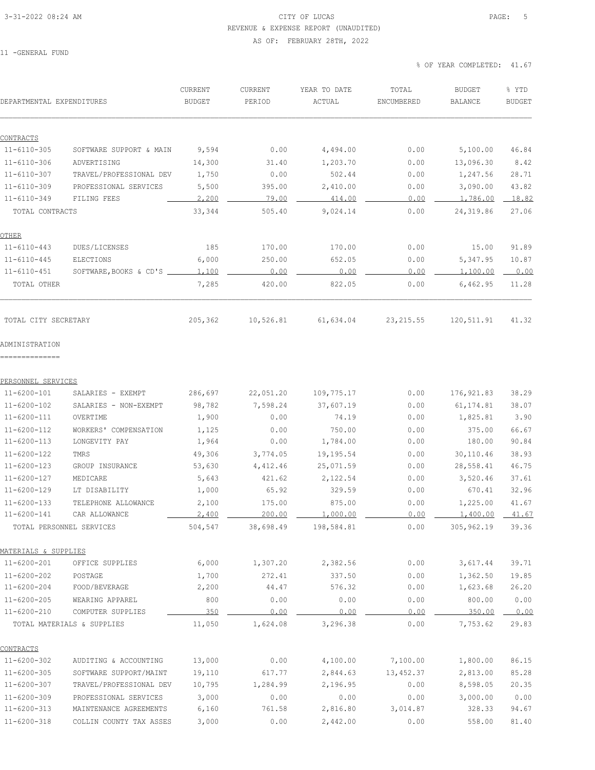CITY OF LUCAS

REVENUE & EXPENSE REPORT (UNAUDITED)

AS OF: FEBRUARY 28TH, 2022

11 -GENERAL FUND

% OF YEAR COMPLETED: 41.67

| DEPARTMENTAL EXPENDITURES | | CURRENT BUDGET | CURRENT PERIOD | YEAR TO DATE ACTUAL | TOTAL ENCUMBERED | BUDGET BALANCE | % YTD BUDGET |
|---|---|---|---|---|---|---|---|
| **CONTRACTS** | | | | | | | |
| 11-6110-305 | SOFTWARE SUPPORT & MAIN | 9,594 | 0.00 | 4,494.00 | 0.00 | 5,100.00 | 46.84 |
| 11-6110-306 | ADVERTISING | 14,300 | 31.40 | 1,203.70 | 0.00 | 13,096.30 | 8.42 |
| 11-6110-307 | TRAVEL/PROFESSIONAL DEV | 1,750 | 0.00 | 502.44 | 0.00 | 1,247.56 | 28.71 |
| 11-6110-309 | PROFESSIONAL SERVICES | 5,500 | 395.00 | 2,410.00 | 0.00 | 3,090.00 | 43.82 |
| 11-6110-349 | FILING FEES | 2,200 | 79.00 | 414.00 | 0.00 | 1,786.00 | 18.82 |
| TOTAL CONTRACTS | | 33,344 | 505.40 | 9,024.14 | 0.00 | 24,319.86 | 27.06 |
| **OTHER** | | | | | | | |
| 11-6110-443 | DUES/LICENSES | 185 | 170.00 | 170.00 | 0.00 | 15.00 | 91.89 |
| 11-6110-445 | ELECTIONS | 6,000 | 250.00 | 652.05 | 0.00 | 5,347.95 | 10.87 |
| 11-6110-451 | SOFTWARE,BOOKS & CD'S | 1,100 | 0.00 | 0.00 | 0.00 | 1,100.00 | 0.00 |
| TOTAL OTHER | | 7,285 | 420.00 | 822.05 | 0.00 | 6,462.95 | 11.28 |
| TOTAL CITY SECRETARY | | 205,362 | 10,526.81 | 61,634.04 | 23,215.55 | 120,511.91 | 41.32 |

## ADMINISTRATION

| DEPARTMENTAL EXPENDITURES | | CURRENT BUDGET | CURRENT PERIOD | YEAR TO DATE ACTUAL | TOTAL ENCUMBERED | BUDGET BALANCE | % YTD BUDGET |
|---|---|---|---|---|---|---|---|
| **PERSONNEL SERVICES** | | | | | | | |
| 11-6200-101 | SALARIES - EXEMPT | 286,697 | 22,051.20 | 109,775.17 | 0.00 | 176,921.83 | 38.29 |
| 11-6200-102 | SALARIES - NON-EXEMPT | 98,782 | 7,598.24 | 37,607.19 | 0.00 | 61,174.81 | 38.07 |
| 11-6200-111 | OVERTIME | 1,900 | 0.00 | 74.19 | 0.00 | 1,825.81 | 3.90 |
| 11-6200-112 | WORKERS' COMPENSATION | 1,125 | 0.00 | 750.00 | 0.00 | 375.00 | 66.67 |
| 11-6200-113 | LONGEVITY PAY | 1,964 | 0.00 | 1,784.00 | 0.00 | 180.00 | 90.84 |
| 11-6200-122 | TMRS | 49,306 | 3,774.05 | 19,195.54 | 0.00 | 30,110.46 | 38.93 |
| 11-6200-123 | GROUP INSURANCE | 53,630 | 4,412.46 | 25,071.59 | 0.00 | 28,558.41 | 46.75 |
| 11-6200-127 | MEDICARE | 5,643 | 421.62 | 2,122.54 | 0.00 | 3,520.46 | 37.61 |
| 11-6200-129 | LT DISABILITY | 1,000 | 65.92 | 329.59 | 0.00 | 670.41 | 32.96 |
| 11-6200-133 | TELEPHONE ALLOWANCE | 2,100 | 175.00 | 875.00 | 0.00 | 1,225.00 | 41.67 |
| 11-6200-141 | CAR ALLOWANCE | 2,400 | 200.00 | 1,000.00 | 0.00 | 1,400.00 | 41.67 |
| TOTAL PERSONNEL SERVICES | | 504,547 | 38,698.49 | 198,584.81 | 0.00 | 305,962.19 | 39.36 |
| **MATERIALS & SUPPLIES** | | | | | | | |
| 11-6200-201 | OFFICE SUPPLIES | 6,000 | 1,307.20 | 2,382.56 | 0.00 | 3,617.44 | 39.71 |
| 11-6200-202 | POSTAGE | 1,700 | 272.41 | 337.50 | 0.00 | 1,362.50 | 19.85 |
| 11-6200-204 | FOOD/BEVERAGE | 2,200 | 44.47 | 576.32 | 0.00 | 1,623.68 | 26.20 |
| 11-6200-205 | WEARING APPAREL | 800 | 0.00 | 0.00 | 0.00 | 800.00 | 0.00 |
| 11-6200-210 | COMPUTER SUPPLIES | 350 | 0.00 | 0.00 | 0.00 | 350.00 | 0.00 |
| TOTAL MATERIALS & SUPPLIES | | 11,050 | 1,624.08 | 3,296.38 | 0.00 | 7,753.62 | 29.83 |
| **CONTRACTS** | | | | | | | |
| 11-6200-302 | AUDITING & ACCOUNTING | 13,000 | 0.00 | 4,100.00 | 7,100.00 | 1,800.00 | 86.15 |
| 11-6200-305 | SOFTWARE SUPPORT/MAINT | 19,110 | 617.77 | 2,844.63 | 13,452.37 | 2,813.00 | 85.28 |
| 11-6200-307 | TRAVEL/PROFESSIONAL DEV | 10,795 | 1,284.99 | 2,196.95 | 0.00 | 8,598.05 | 20.35 |
| 11-6200-309 | PROFESSIONAL SERVICES | 3,000 | 0.00 | 0.00 | 0.00 | 3,000.00 | 0.00 |
| 11-6200-313 | MAINTENANCE AGREEMENTS | 6,160 | 761.58 | 2,816.80 | 3,014.87 | 328.33 | 94.67 |
| 11-6200-318 | COLLIN COUNTY TAX ASSES | 3,000 | 0.00 | 2,442.00 | 0.00 | 558.00 | 81.40 |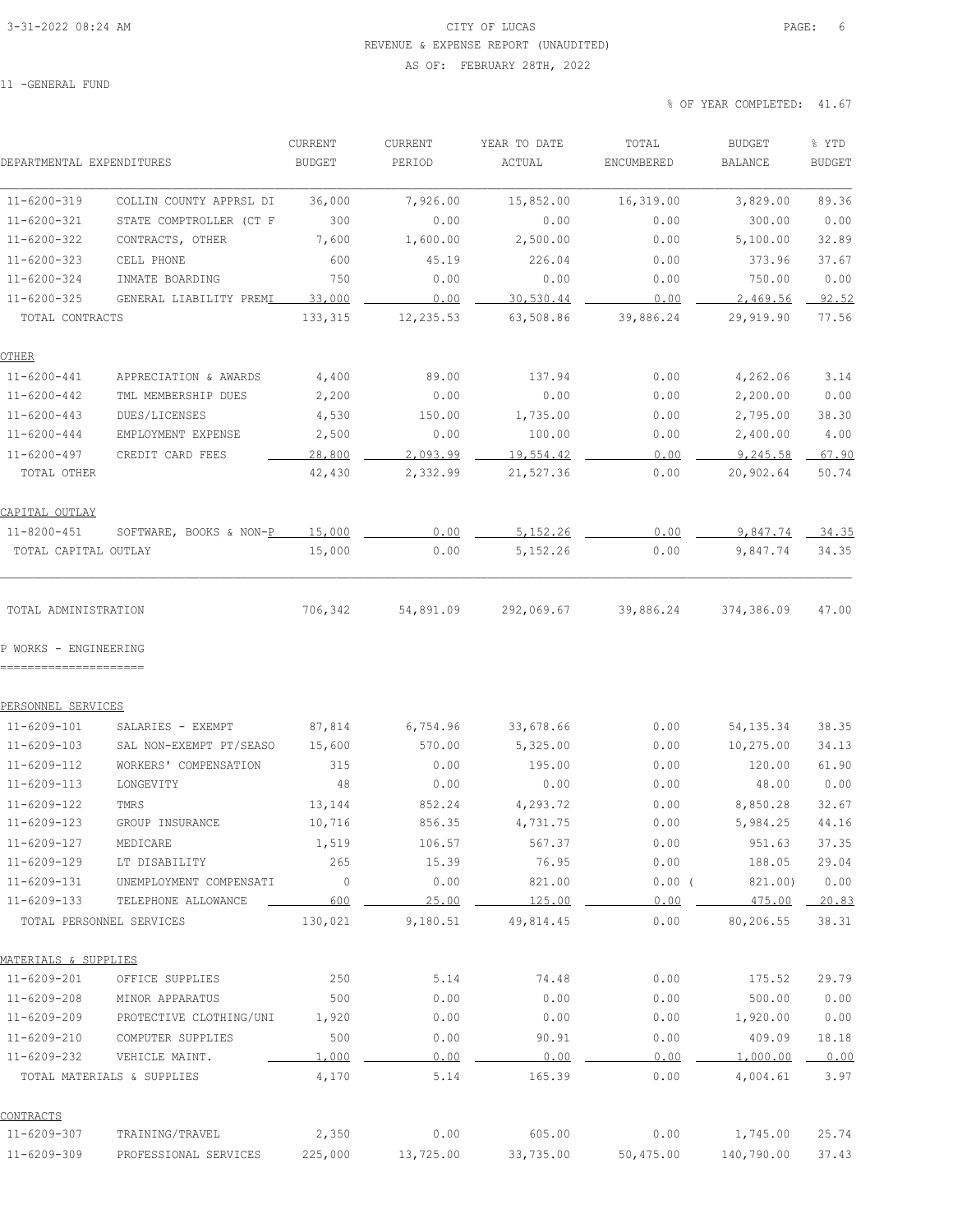3-31-2022 08:24 AM

CITY OF LUCAS

REVENUE & EXPENSE REPORT (UNAUDITED)

AS OF: FEBRUARY 28TH, 2022

11 -GENERAL FUND

% OF YEAR COMPLETED: 41.67

| DEPARTMENTAL EXPENDITURES | | CURRENT BUDGET | CURRENT PERIOD | YEAR TO DATE ACTUAL | TOTAL ENCUMBERED | BUDGET BALANCE | % YTD BUDGET |
|---|---|---|---|---|---|---|---|
| 11-6200-319 | COLLIN COUNTY APPRSL DI | 36,000 | 7,926.00 | 15,852.00 | 16,319.00 | 3,829.00 | 89.36 |
| 11-6200-321 | STATE COMPTROLLER (CT F | 300 | 0.00 | 0.00 | 0.00 | 300.00 | 0.00 |
| 11-6200-322 | CONTRACTS, OTHER | 7,600 | 1,600.00 | 2,500.00 | 0.00 | 5,100.00 | 32.89 |
| 11-6200-323 | CELL PHONE | 600 | 45.19 | 226.04 | 0.00 | 373.96 | 37.67 |
| 11-6200-324 | INMATE BOARDING | 750 | 0.00 | 0.00 | 0.00 | 750.00 | 0.00 |
| 11-6200-325 | GENERAL LIABILITY PREMI | 33,000 | 0.00 | 30,530.44 | 0.00 | 2,469.56 | 92.52 |
| TOTAL CONTRACTS | | 133,315 | 12,235.53 | 63,508.86 | 39,886.24 | 29,919.90 | 77.56 |
| **OTHER** | | | | | | | |
| 11-6200-441 | APPRECIATION & AWARDS | 4,400 | 89.00 | 137.94 | 0.00 | 4,262.06 | 3.14 |
| 11-6200-442 | TML MEMBERSHIP DUES | 2,200 | 0.00 | 0.00 | 0.00 | 2,200.00 | 0.00 |
| 11-6200-443 | DUES/LICENSES | 4,530 | 150.00 | 1,735.00 | 0.00 | 2,795.00 | 38.30 |
| 11-6200-444 | EMPLOYMENT EXPENSE | 2,500 | 0.00 | 100.00 | 0.00 | 2,400.00 | 4.00 |
| 11-6200-497 | CREDIT CARD FEES | 28,800 | 2,093.99 | 19,554.42 | 0.00 | 9,245.58 | 67.90 |
| TOTAL OTHER | | 42,430 | 2,332.99 | 21,527.36 | 0.00 | 20,902.64 | 50.74 |
| **CAPITAL OUTLAY** | | | | | | | |
| 11-8200-451 | SOFTWARE, BOOKS & NON-P | 15,000 | 0.00 | 5,152.26 | 0.00 | 9,847.74 | 34.35 |
| TOTAL CAPITAL OUTLAY | | 15,000 | 0.00 | 5,152.26 | 0.00 | 9,847.74 | 34.35 |
| TOTAL ADMINISTRATION | | 706,342 | 54,891.09 | 292,069.67 | 39,886.24 | 374,386.09 | 47.00 |

## P WORKS - ENGINEERING

| DEPARTMENTAL EXPENDITURES | | CURRENT BUDGET | CURRENT PERIOD | YEAR TO DATE ACTUAL | TOTAL ENCUMBERED | BUDGET BALANCE | % YTD BUDGET |
|---|---|---|---|---|---|---|---|
| **PERSONNEL SERVICES** | | | | | | | |
| 11-6209-101 | SALARIES - EXEMPT | 87,814 | 6,754.96 | 33,678.66 | 0.00 | 54,135.34 | 38.35 |
| 11-6209-103 | SAL NON-EXEMPT PT/SEASO | 15,600 | 570.00 | 5,325.00 | 0.00 | 10,275.00 | 34.13 |
| 11-6209-112 | WORKERS' COMPENSATION | 315 | 0.00 | 195.00 | 0.00 | 120.00 | 61.90 |
| 11-6209-113 | LONGEVITY | 48 | 0.00 | 0.00 | 0.00 | 48.00 | 0.00 |
| 11-6209-122 | TMRS | 13,144 | 852.24 | 4,293.72 | 0.00 | 8,850.28 | 32.67 |
| 11-6209-123 | GROUP INSURANCE | 10,716 | 856.35 | 4,731.75 | 0.00 | 5,984.25 | 44.16 |
| 11-6209-127 | MEDICARE | 1,519 | 106.57 | 567.37 | 0.00 | 951.63 | 37.35 |
| 11-6209-129 | LT DISABILITY | 265 | 15.39 | 76.95 | 0.00 | 188.05 | 29.04 |
| 11-6209-131 | UNEMPLOYMENT COMPENSATI | 0 | 0.00 | 821.00 | 0.00 | ( 821.00) | 0.00 |
| 11-6209-133 | TELEPHONE ALLOWANCE | 600 | 25.00 | 125.00 | 0.00 | 475.00 | 20.83 |
| TOTAL PERSONNEL SERVICES | | 130,021 | 9,180.51 | 49,814.45 | 0.00 | 80,206.55 | 38.31 |
| **MATERIALS & SUPPLIES** | | | | | | | |
| 11-6209-201 | OFFICE SUPPLIES | 250 | 5.14 | 74.48 | 0.00 | 175.52 | 29.79 |
| 11-6209-208 | MINOR APPARATUS | 500 | 0.00 | 0.00 | 0.00 | 500.00 | 0.00 |
| 11-6209-209 | PROTECTIVE CLOTHING/UNI | 1,920 | 0.00 | 0.00 | 0.00 | 1,920.00 | 0.00 |
| 11-6209-210 | COMPUTER SUPPLIES | 500 | 0.00 | 90.91 | 0.00 | 409.09 | 18.18 |
| 11-6209-232 | VEHICLE MAINT. | 1,000 | 0.00 | 0.00 | 0.00 | 1,000.00 | 0.00 |
| TOTAL MATERIALS & SUPPLIES | | 4,170 | 5.14 | 165.39 | 0.00 | 4,004.61 | 3.97 |
| **CONTRACTS** | | | | | | | |
| 11-6209-307 | TRAINING/TRAVEL | 2,350 | 0.00 | 605.00 | 0.00 | 1,745.00 | 25.74 |
| 11-6209-309 | PROFESSIONAL SERVICES | 225,000 | 13,725.00 | 33,735.00 | 50,475.00 | 140,790.00 | 37.43 |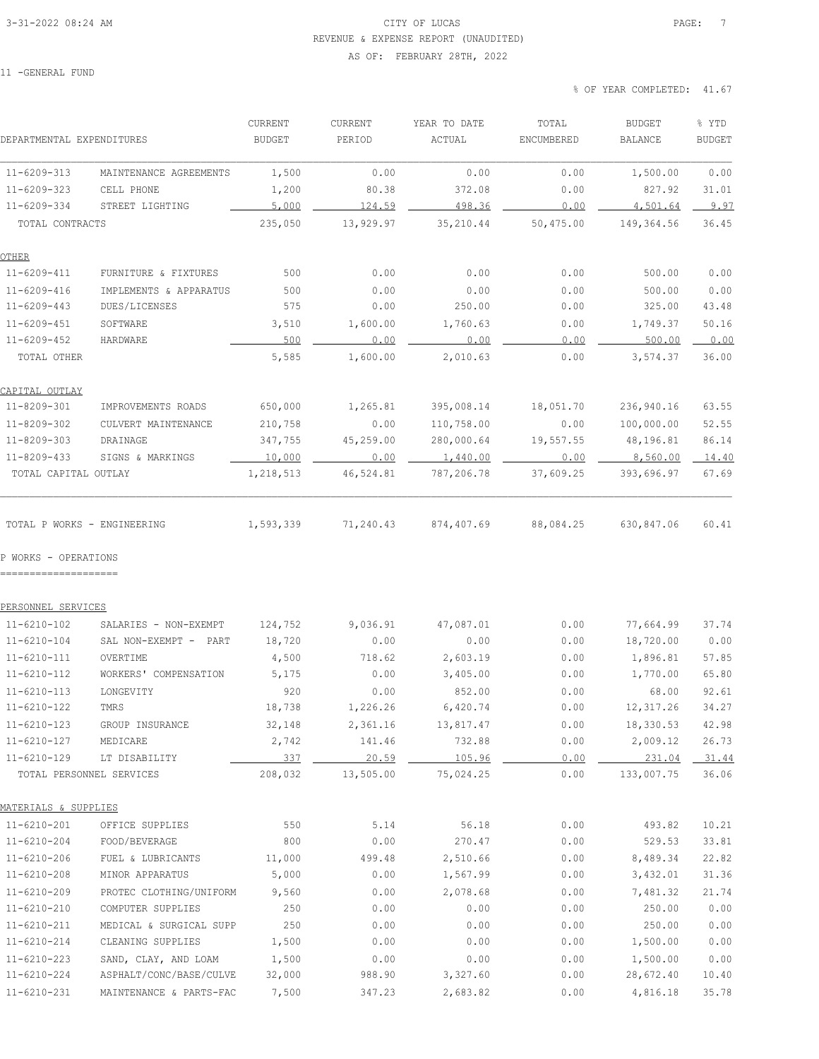CITY OF LUCAS

REVENUE & EXPENSE REPORT (UNAUDITED)

AS OF: FEBRUARY 28TH, 2022

11 -GENERAL FUND

% OF YEAR COMPLETED: 41.67

| DEPARTMENTAL EXPENDITURES | | CURRENT BUDGET | CURRENT PERIOD | YEAR TO DATE ACTUAL | TOTAL ENCUMBERED | BUDGET BALANCE | % YTD BUDGET |
|---|---|---|---|---|---|---|---|
| 11-6209-313 | MAINTENANCE AGREEMENTS | 1,500 | 0.00 | 0.00 | 0.00 | 1,500.00 | 0.00 |
| 11-6209-323 | CELL PHONE | 1,200 | 80.38 | 372.08 | 0.00 | 827.92 | 31.01 |
| 11-6209-334 | STREET LIGHTING | 5,000 | 124.59 | 498.36 | 0.00 | 4,501.64 | 9.97 |
| TOTAL CONTRACTS | | 235,050 | 13,929.97 | 35,210.44 | 50,475.00 | 149,364.56 | 36.45 |
| **OTHER** | | | | | | | |
| 11-6209-411 | FURNITURE & FIXTURES | 500 | 0.00 | 0.00 | 0.00 | 500.00 | 0.00 |
| 11-6209-416 | IMPLEMENTS & APPARATUS | 500 | 0.00 | 0.00 | 0.00 | 500.00 | 0.00 |
| 11-6209-443 | DUES/LICENSES | 575 | 0.00 | 250.00 | 0.00 | 325.00 | 43.48 |
| 11-6209-451 | SOFTWARE | 3,510 | 1,600.00 | 1,760.63 | 0.00 | 1,749.37 | 50.16 |
| 11-6209-452 | HARDWARE | 500 | 0.00 | 0.00 | 0.00 | 500.00 | 0.00 |
| TOTAL OTHER | | 5,585 | 1,600.00 | 2,010.63 | 0.00 | 3,574.37 | 36.00 |
| **CAPITAL OUTLAY** | | | | | | | |
| 11-8209-301 | IMPROVEMENTS ROADS | 650,000 | 1,265.81 | 395,008.14 | 18,051.70 | 236,940.16 | 63.55 |
| 11-8209-302 | CULVERT MAINTENANCE | 210,758 | 0.00 | 110,758.00 | 0.00 | 100,000.00 | 52.55 |
| 11-8209-303 | DRAINAGE | 347,755 | 45,259.00 | 280,000.64 | 19,557.55 | 48,196.81 | 86.14 |
| 11-8209-433 | SIGNS & MARKINGS | 10,000 | 0.00 | 1,440.00 | 0.00 | 8,560.00 | 14.40 |
| TOTAL CAPITAL OUTLAY | | 1,218,513 | 46,524.81 | 787,206.78 | 37,609.25 | 393,696.97 | 67.69 |
| TOTAL P WORKS - ENGINEERING | | 1,593,339 | 71,240.43 | 874,407.69 | 88,084.25 | 630,847.06 | 60.41 |

P WORKS - OPERATIONS

| DEPARTMENTAL EXPENDITURES | | CURRENT BUDGET | CURRENT PERIOD | YEAR TO DATE ACTUAL | TOTAL ENCUMBERED | BUDGET BALANCE | % YTD BUDGET |
|---|---|---|---|---|---|---|---|
| **PERSONNEL SERVICES** | | | | | | | |
| 11-6210-102 | SALARIES - NON-EXEMPT | 124,752 | 9,036.91 | 47,087.01 | 0.00 | 77,664.99 | 37.74 |
| 11-6210-104 | SAL NON-EXEMPT - PART | 18,720 | 0.00 | 0.00 | 0.00 | 18,720.00 | 0.00 |
| 11-6210-111 | OVERTIME | 4,500 | 718.62 | 2,603.19 | 0.00 | 1,896.81 | 57.85 |
| 11-6210-112 | WORKERS' COMPENSATION | 5,175 | 0.00 | 3,405.00 | 0.00 | 1,770.00 | 65.80 |
| 11-6210-113 | LONGEVITY | 920 | 0.00 | 852.00 | 0.00 | 68.00 | 92.61 |
| 11-6210-122 | TMRS | 18,738 | 1,226.26 | 6,420.74 | 0.00 | 12,317.26 | 34.27 |
| 11-6210-123 | GROUP INSURANCE | 32,148 | 2,361.16 | 13,817.47 | 0.00 | 18,330.53 | 42.98 |
| 11-6210-127 | MEDICARE | 2,742 | 141.46 | 732.88 | 0.00 | 2,009.12 | 26.73 |
| 11-6210-129 | LT DISABILITY | 337 | 20.59 | 105.96 | 0.00 | 231.04 | 31.44 |
| TOTAL PERSONNEL SERVICES | | 208,032 | 13,505.00 | 75,024.25 | 0.00 | 133,007.75 | 36.06 |
| **MATERIALS & SUPPLIES** | | | | | | | |
| 11-6210-201 | OFFICE SUPPLIES | 550 | 5.14 | 56.18 | 0.00 | 493.82 | 10.21 |
| 11-6210-204 | FOOD/BEVERAGE | 800 | 0.00 | 270.47 | 0.00 | 529.53 | 33.81 |
| 11-6210-206 | FUEL & LUBRICANTS | 11,000 | 499.48 | 2,510.66 | 0.00 | 8,489.34 | 22.82 |
| 11-6210-208 | MINOR APPARATUS | 5,000 | 0.00 | 1,567.99 | 0.00 | 3,432.01 | 31.36 |
| 11-6210-209 | PROTEC CLOTHING/UNIFORM | 9,560 | 0.00 | 2,078.68 | 0.00 | 7,481.32 | 21.74 |
| 11-6210-210 | COMPUTER SUPPLIES | 250 | 0.00 | 0.00 | 0.00 | 250.00 | 0.00 |
| 11-6210-211 | MEDICAL & SURGICAL SUPP | 250 | 0.00 | 0.00 | 0.00 | 250.00 | 0.00 |
| 11-6210-214 | CLEANING SUPPLIES | 1,500 | 0.00 | 0.00 | 0.00 | 1,500.00 | 0.00 |
| 11-6210-223 | SAND, CLAY, AND LOAM | 1,500 | 0.00 | 0.00 | 0.00 | 1,500.00 | 0.00 |
| 11-6210-224 | ASPHALT/CONC/BASE/CULVE | 32,000 | 988.90 | 3,327.60 | 0.00 | 28,672.40 | 10.40 |
| 11-6210-231 | MAINTENANCE & PARTS-FAC | 7,500 | 347.23 | 2,683.82 | 0.00 | 4,816.18 | 35.78 |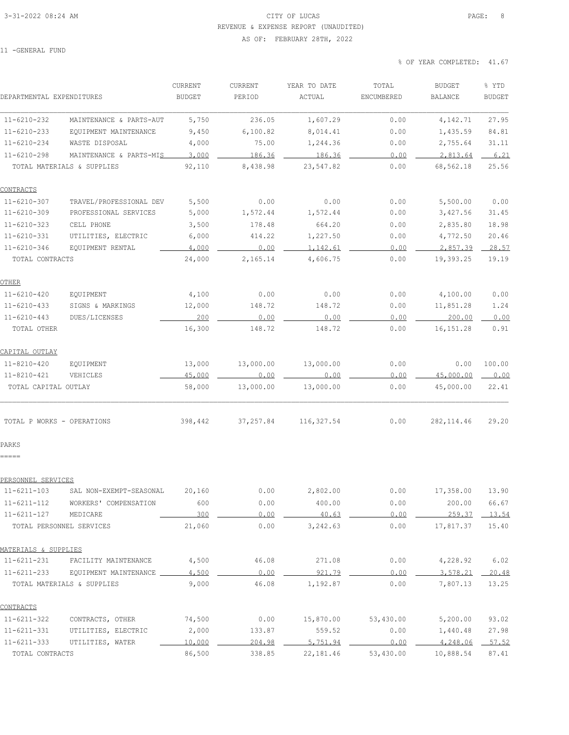CITY OF LUCAS
REVENUE & EXPENSE REPORT (UNAUDITED)
AS OF: FEBRUARY 28TH, 2022

11 -GENERAL FUND

% OF YEAR COMPLETED: 41.67

| DEPARTMENTAL EXPENDITURES | | CURRENT BUDGET | CURRENT PERIOD | YEAR TO DATE ACTUAL | TOTAL ENCUMBERED | BUDGET BALANCE | % YTD BUDGET |
|---|---|---|---|---|---|---|---|
| 11-6210-232 | MAINTENANCE & PARTS-AUT | 5,750 | 236.05 | 1,607.29 | 0.00 | 4,142.71 | 27.95 |
| 11-6210-233 | EQUIPMENT MAINTENANCE | 9,450 | 6,100.82 | 8,014.41 | 0.00 | 1,435.59 | 84.81 |
| 11-6210-234 | WASTE DISPOSAL | 4,000 | 75.00 | 1,244.36 | 0.00 | 2,755.64 | 31.11 |
| 11-6210-298 | MAINTENANCE & PARTS-MIS | 3,000 | 186.36 | 186.36 | 0.00 | 2,813.64 | 6.21 |
| TOTAL MATERIALS & SUPPLIES | | 92,110 | 8,438.98 | 23,547.82 | 0.00 | 68,562.18 | 25.56 |
| CONTRACTS | | | | | | | |
| 11-6210-307 | TRAVEL/PROFESSIONAL DEV | 5,500 | 0.00 | 0.00 | 0.00 | 5,500.00 | 0.00 |
| 11-6210-309 | PROFESSIONAL SERVICES | 5,000 | 1,572.44 | 1,572.44 | 0.00 | 3,427.56 | 31.45 |
| 11-6210-323 | CELL PHONE | 3,500 | 178.48 | 664.20 | 0.00 | 2,835.80 | 18.98 |
| 11-6210-331 | UTILITIES, ELECTRIC | 6,000 | 414.22 | 1,227.50 | 0.00 | 4,772.50 | 20.46 |
| 11-6210-346 | EQUIPMENT RENTAL | 4,000 | 0.00 | 1,142.61 | 0.00 | 2,857.39 | 28.57 |
| TOTAL CONTRACTS | | 24,000 | 2,165.14 | 4,606.75 | 0.00 | 19,393.25 | 19.19 |
| OTHER | | | | | | | |
| 11-6210-420 | EQUIPMENT | 4,100 | 0.00 | 0.00 | 0.00 | 4,100.00 | 0.00 |
| 11-6210-433 | SIGNS & MARKINGS | 12,000 | 148.72 | 148.72 | 0.00 | 11,851.28 | 1.24 |
| 11-6210-443 | DUES/LICENSES | 200 | 0.00 | 0.00 | 0.00 | 200.00 | 0.00 |
| TOTAL OTHER | | 16,300 | 148.72 | 148.72 | 0.00 | 16,151.28 | 0.91 |
| CAPITAL OUTLAY | | | | | | | |
| 11-8210-420 | EQUIPMENT | 13,000 | 13,000.00 | 13,000.00 | 0.00 | 0.00 | 100.00 |
| 11-8210-421 | VEHICLES | 45,000 | 0.00 | 0.00 | 0.00 | 45,000.00 | 0.00 |
| TOTAL CAPITAL OUTLAY | | 58,000 | 13,000.00 | 13,000.00 | 0.00 | 45,000.00 | 22.41 |
| TOTAL P WORKS - OPERATIONS | | 398,442 | 37,257.84 | 116,327.54 | 0.00 | 282,114.46 | 29.20 |

PARKS

| DEPARTMENTAL EXPENDITURES | | CURRENT BUDGET | CURRENT PERIOD | YEAR TO DATE ACTUAL | TOTAL ENCUMBERED | BUDGET BALANCE | % YTD BUDGET |
|---|---|---|---|---|---|---|---|
| PERSONNEL SERVICES | | | | | | | |
| 11-6211-103 | SAL NON-EXEMPT-SEASONAL | 20,160 | 0.00 | 2,802.00 | 0.00 | 17,358.00 | 13.90 |
| 11-6211-112 | WORKERS' COMPENSATION | 600 | 0.00 | 400.00 | 0.00 | 200.00 | 66.67 |
| 11-6211-127 | MEDICARE | 300 | 0.00 | 40.63 | 0.00 | 259.37 | 13.54 |
| TOTAL PERSONNEL SERVICES | | 21,060 | 0.00 | 3,242.63 | 0.00 | 17,817.37 | 15.40 |
| MATERIALS & SUPPLIES | | | | | | | |
| 11-6211-231 | FACILITY MAINTENANCE | 4,500 | 46.08 | 271.08 | 0.00 | 4,228.92 | 6.02 |
| 11-6211-233 | EQUIPMENT MAINTENANCE | 4,500 | 0.00 | 921.79 | 0.00 | 3,578.21 | 20.48 |
| TOTAL MATERIALS & SUPPLIES | | 9,000 | 46.08 | 1,192.87 | 0.00 | 7,807.13 | 13.25 |
| CONTRACTS | | | | | | | |
| 11-6211-322 | CONTRACTS, OTHER | 74,500 | 0.00 | 15,870.00 | 53,430.00 | 5,200.00 | 93.02 |
| 11-6211-331 | UTILITIES, ELECTRIC | 2,000 | 133.87 | 559.52 | 0.00 | 1,440.48 | 27.98 |
| 11-6211-333 | UTILITIES, WATER | 10,000 | 204.98 | 5,751.94 | 0.00 | 4,248.06 | 57.52 |
| TOTAL CONTRACTS | | 86,500 | 338.85 | 22,181.46 | 53,430.00 | 10,888.54 | 87.41 |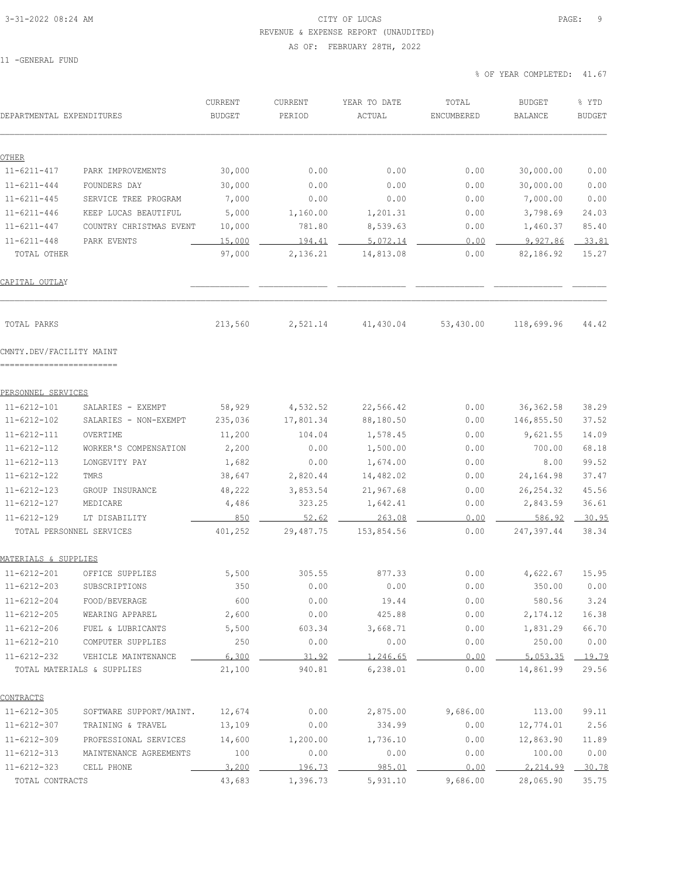11 -GENERAL FUND

% OF YEAR COMPLETED: 41.67

| DEPARTMENTAL EXPENDITURES | | CURRENT BUDGET | CURRENT PERIOD | YEAR TO DATE ACTUAL | TOTAL ENCUMBERED | BUDGET BALANCE | % YTD BUDGET |
|---|---|---|---|---|---|---|---|
| **OTHER** | | | | | | | |
| 11-6211-417 | PARK IMPROVEMENTS | 30,000 | 0.00 | 0.00 | 0.00 | 30,000.00 | 0.00 |
| 11-6211-444 | FOUNDERS DAY | 30,000 | 0.00 | 0.00 | 0.00 | 30,000.00 | 0.00 |
| 11-6211-445 | SERVICE TREE PROGRAM | 7,000 | 0.00 | 0.00 | 0.00 | 7,000.00 | 0.00 |
| 11-6211-446 | KEEP LUCAS BEAUTIFUL | 5,000 | 1,160.00 | 1,201.31 | 0.00 | 3,798.69 | 24.03 |
| 11-6211-447 | COUNTRY CHRISTMAS EVENT | 10,000 | 781.80 | 8,539.63 | 0.00 | 1,460.37 | 85.40 |
| 11-6211-448 | PARK EVENTS | 15,000 | 194.41 | 5,072.14 | 0.00 | 9,927.86 | 33.81 |
| TOTAL OTHER | | 97,000 | 2,136.21 | 14,813.08 | 0.00 | 82,186.92 | 15.27 |
| **CAPITAL OUTLAY** | | | | | | | |
| TOTAL PARKS | | 213,560 | 2,521.14 | 41,430.04 | 53,430.00 | 118,699.96 | 44.42 |
| **CMNTY.DEV/FACILITY MAINT** | | | | | | | |
| **PERSONNEL SERVICES** | | | | | | | |
| 11-6212-101 | SALARIES - EXEMPT | 58,929 | 4,532.52 | 22,566.42 | 0.00 | 36,362.58 | 38.29 |
| 11-6212-102 | SALARIES - NON-EXEMPT | 235,036 | 17,801.34 | 88,180.50 | 0.00 | 146,855.50 | 37.52 |
| 11-6212-111 | OVERTIME | 11,200 | 104.04 | 1,578.45 | 0.00 | 9,621.55 | 14.09 |
| 11-6212-112 | WORKER'S COMPENSATION | 2,200 | 0.00 | 1,500.00 | 0.00 | 700.00 | 68.18 |
| 11-6212-113 | LONGEVITY PAY | 1,682 | 0.00 | 1,674.00 | 0.00 | 8.00 | 99.52 |
| 11-6212-122 | TMRS | 38,647 | 2,820.44 | 14,482.02 | 0.00 | 24,164.98 | 37.47 |
| 11-6212-123 | GROUP INSURANCE | 48,222 | 3,853.54 | 21,967.68 | 0.00 | 26,254.32 | 45.56 |
| 11-6212-127 | MEDICARE | 4,486 | 323.25 | 1,642.41 | 0.00 | 2,843.59 | 36.61 |
| 11-6212-129 | LT DISABILITY | 850 | 52.62 | 263.08 | 0.00 | 586.92 | 30.95 |
| TOTAL PERSONNEL SERVICES | | 401,252 | 29,487.75 | 153,854.56 | 0.00 | 247,397.44 | 38.34 |
| **MATERIALS & SUPPLIES** | | | | | | | |
| 11-6212-201 | OFFICE SUPPLIES | 5,500 | 305.55 | 877.33 | 0.00 | 4,622.67 | 15.95 |
| 11-6212-203 | SUBSCRIPTIONS | 350 | 0.00 | 0.00 | 0.00 | 350.00 | 0.00 |
| 11-6212-204 | FOOD/BEVERAGE | 600 | 0.00 | 19.44 | 0.00 | 580.56 | 3.24 |
| 11-6212-205 | WEARING APPAREL | 2,600 | 0.00 | 425.88 | 0.00 | 2,174.12 | 16.38 |
| 11-6212-206 | FUEL & LUBRICANTS | 5,500 | 603.34 | 3,668.71 | 0.00 | 1,831.29 | 66.70 |
| 11-6212-210 | COMPUTER SUPPLIES | 250 | 0.00 | 0.00 | 0.00 | 250.00 | 0.00 |
| 11-6212-232 | VEHICLE MAINTENANCE | 6,300 | 31.92 | 1,246.65 | 0.00 | 5,053.35 | 19.79 |
| TOTAL MATERIALS & SUPPLIES | | 21,100 | 940.81 | 6,238.01 | 0.00 | 14,861.99 | 29.56 |
| **CONTRACTS** | | | | | | | |
| 11-6212-305 | SOFTWARE SUPPORT/MAINT. | 12,674 | 0.00 | 2,875.00 | 9,686.00 | 113.00 | 99.11 |
| 11-6212-307 | TRAINING & TRAVEL | 13,109 | 0.00 | 334.99 | 0.00 | 12,774.01 | 2.56 |
| 11-6212-309 | PROFESSIONAL SERVICES | 14,600 | 1,200.00 | 1,736.10 | 0.00 | 12,863.90 | 11.89 |
| 11-6212-313 | MAINTENANCE AGREEMENTS | 100 | 0.00 | 0.00 | 0.00 | 100.00 | 0.00 |
| 11-6212-323 | CELL PHONE | 3,200 | 196.73 | 985.01 | 0.00 | 2,214.99 | 30.78 |
| TOTAL CONTRACTS | | 43,683 | 1,396.73 | 5,931.10 | 9,686.00 | 28,065.90 | 35.75 |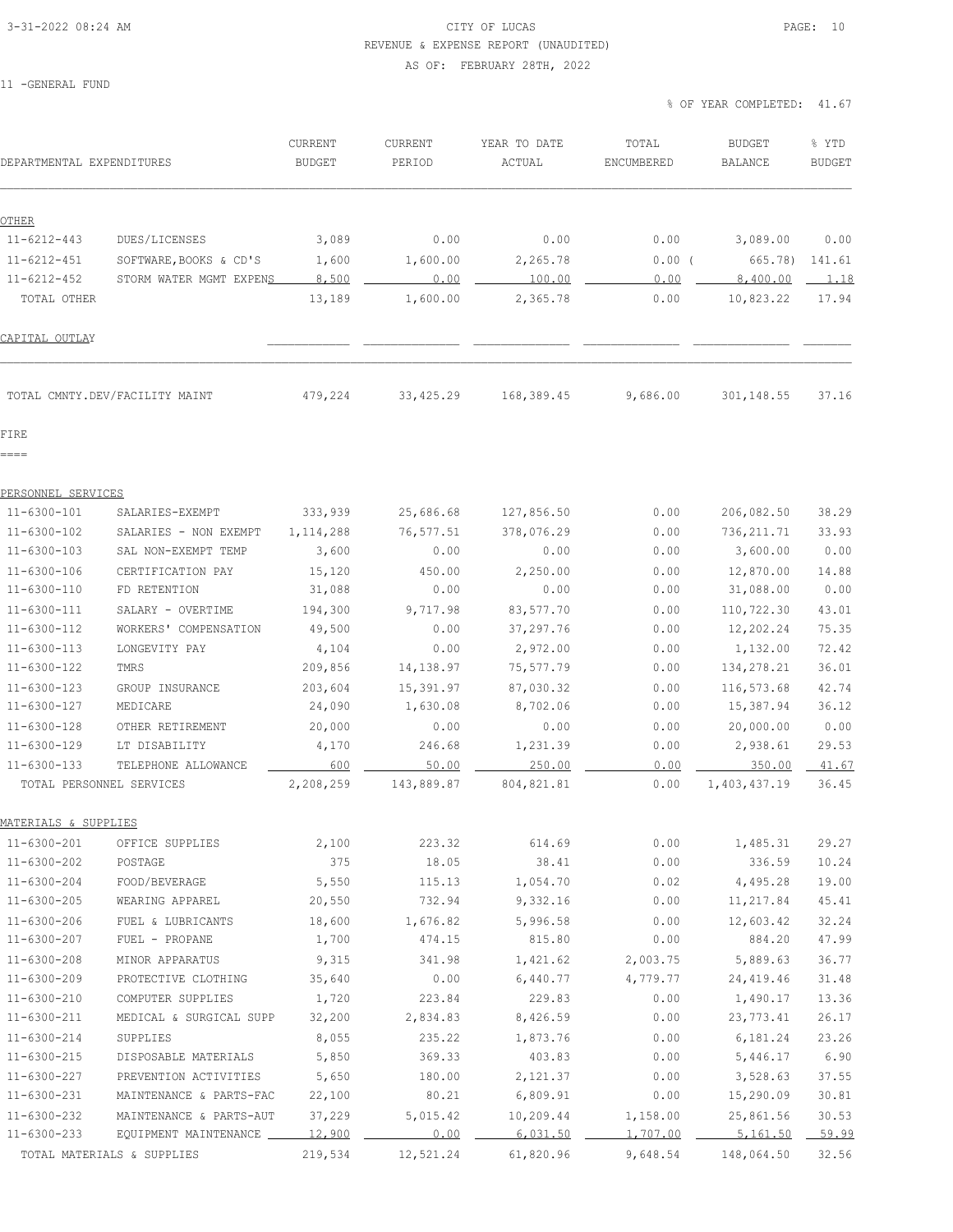CITY OF LUCAS

REVENUE & EXPENSE REPORT (UNAUDITED)

AS OF: FEBRUARY 28TH, 2022

11 -GENERAL FUND

% OF YEAR COMPLETED: 41.67

| DEPARTMENTAL EXPENDITURES | | CURRENT BUDGET | CURRENT PERIOD | YEAR TO DATE ACTUAL | TOTAL ENCUMBERED | BUDGET BALANCE | % YTD BUDGET |
|---|---|---|---|---|---|---|---|
| OTHER | | | | | | | |
| 11-6212-443 | DUES/LICENSES | 3,089 | 0.00 | 0.00 | 0.00 | 3,089.00 | 0.00 |
| 11-6212-451 | SOFTWARE,BOOKS & CD'S | 1,600 | 1,600.00 | 2,265.78 | 0.00 | ( 665.78) | 141.61 |
| 11-6212-452 | STORM WATER MGMT EXPENS | 8,500 | 0.00 | 100.00 | 0.00 | 8,400.00 | 1.18 |
| TOTAL OTHER | | 13,189 | 1,600.00 | 2,365.78 | 0.00 | 10,823.22 | 17.94 |
| CAPITAL OUTLAY | | | | | | | |
| TOTAL CMNTY.DEV/FACILITY MAINT | | 479,224 | 33,425.29 | 168,389.45 | 9,686.00 | 301,148.55 | 37.16 |
| FIRE | | | | | | | |
| PERSONNEL SERVICES | | | | | | | |
| 11-6300-101 | SALARIES-EXEMPT | 333,939 | 25,686.68 | 127,856.50 | 0.00 | 206,082.50 | 38.29 |
| 11-6300-102 | SALARIES - NON EXEMPT | 1,114,288 | 76,577.51 | 378,076.29 | 0.00 | 736,211.71 | 33.93 |
| 11-6300-103 | SAL NON-EXEMPT TEMP | 3,600 | 0.00 | 0.00 | 0.00 | 3,600.00 | 0.00 |
| 11-6300-106 | CERTIFICATION PAY | 15,120 | 450.00 | 2,250.00 | 0.00 | 12,870.00 | 14.88 |
| 11-6300-110 | FD RETENTION | 31,088 | 0.00 | 0.00 | 0.00 | 31,088.00 | 0.00 |
| 11-6300-111 | SALARY - OVERTIME | 194,300 | 9,717.98 | 83,577.70 | 0.00 | 110,722.30 | 43.01 |
| 11-6300-112 | WORKERS' COMPENSATION | 49,500 | 0.00 | 37,297.76 | 0.00 | 12,202.24 | 75.35 |
| 11-6300-113 | LONGEVITY PAY | 4,104 | 0.00 | 2,972.00 | 0.00 | 1,132.00 | 72.42 |
| 11-6300-122 | TMRS | 209,856 | 14,138.97 | 75,577.79 | 0.00 | 134,278.21 | 36.01 |
| 11-6300-123 | GROUP INSURANCE | 203,604 | 15,391.97 | 87,030.32 | 0.00 | 116,573.68 | 42.74 |
| 11-6300-127 | MEDICARE | 24,090 | 1,630.08 | 8,702.06 | 0.00 | 15,387.94 | 36.12 |
| 11-6300-128 | OTHER RETIREMENT | 20,000 | 0.00 | 0.00 | 0.00 | 20,000.00 | 0.00 |
| 11-6300-129 | LT DISABILITY | 4,170 | 246.68 | 1,231.39 | 0.00 | 2,938.61 | 29.53 |
| 11-6300-133 | TELEPHONE ALLOWANCE | 600 | 50.00 | 250.00 | 0.00 | 350.00 | 41.67 |
| TOTAL PERSONNEL SERVICES | | 2,208,259 | 143,889.87 | 804,821.81 | 0.00 | 1,403,437.19 | 36.45 |
| MATERIALS & SUPPLIES | | | | | | | |
| 11-6300-201 | OFFICE SUPPLIES | 2,100 | 223.32 | 614.69 | 0.00 | 1,485.31 | 29.27 |
| 11-6300-202 | POSTAGE | 375 | 18.05 | 38.41 | 0.00 | 336.59 | 10.24 |
| 11-6300-204 | FOOD/BEVERAGE | 5,550 | 115.13 | 1,054.70 | 0.02 | 4,495.28 | 19.00 |
| 11-6300-205 | WEARING APPAREL | 20,550 | 732.94 | 9,332.16 | 0.00 | 11,217.84 | 45.41 |
| 11-6300-206 | FUEL & LUBRICANTS | 18,600 | 1,676.82 | 5,996.58 | 0.00 | 12,603.42 | 32.24 |
| 11-6300-207 | FUEL - PROPANE | 1,700 | 474.15 | 815.80 | 0.00 | 884.20 | 47.99 |
| 11-6300-208 | MINOR APPARATUS | 9,315 | 341.98 | 1,421.62 | 2,003.75 | 5,889.63 | 36.77 |
| 11-6300-209 | PROTECTIVE CLOTHING | 35,640 | 0.00 | 6,440.77 | 4,779.77 | 24,419.46 | 31.48 |
| 11-6300-210 | COMPUTER SUPPLIES | 1,720 | 223.84 | 229.83 | 0.00 | 1,490.17 | 13.36 |
| 11-6300-211 | MEDICAL & SURGICAL SUPP | 32,200 | 2,834.83 | 8,426.59 | 0.00 | 23,773.41 | 26.17 |
| 11-6300-214 | SUPPLIES | 8,055 | 235.22 | 1,873.76 | 0.00 | 6,181.24 | 23.26 |
| 11-6300-215 | DISPOSABLE MATERIALS | 5,850 | 369.33 | 403.83 | 0.00 | 5,446.17 | 6.90 |
| 11-6300-227 | PREVENTION ACTIVITIES | 5,650 | 180.00 | 2,121.37 | 0.00 | 3,528.63 | 37.55 |
| 11-6300-231 | MAINTENANCE & PARTS-FAC | 22,100 | 80.21 | 6,809.91 | 0.00 | 15,290.09 | 30.81 |
| 11-6300-232 | MAINTENANCE & PARTS-AUT | 37,229 | 5,015.42 | 10,209.44 | 1,158.00 | 25,861.56 | 30.53 |
| 11-6300-233 | EQUIPMENT MAINTENANCE | 12,900 | 0.00 | 6,031.50 | 1,707.00 | 5,161.50 | 59.99 |
| TOTAL MATERIALS & SUPPLIES | | 219,534 | 12,521.24 | 61,820.96 | 9,648.54 | 148,064.50 | 32.56 |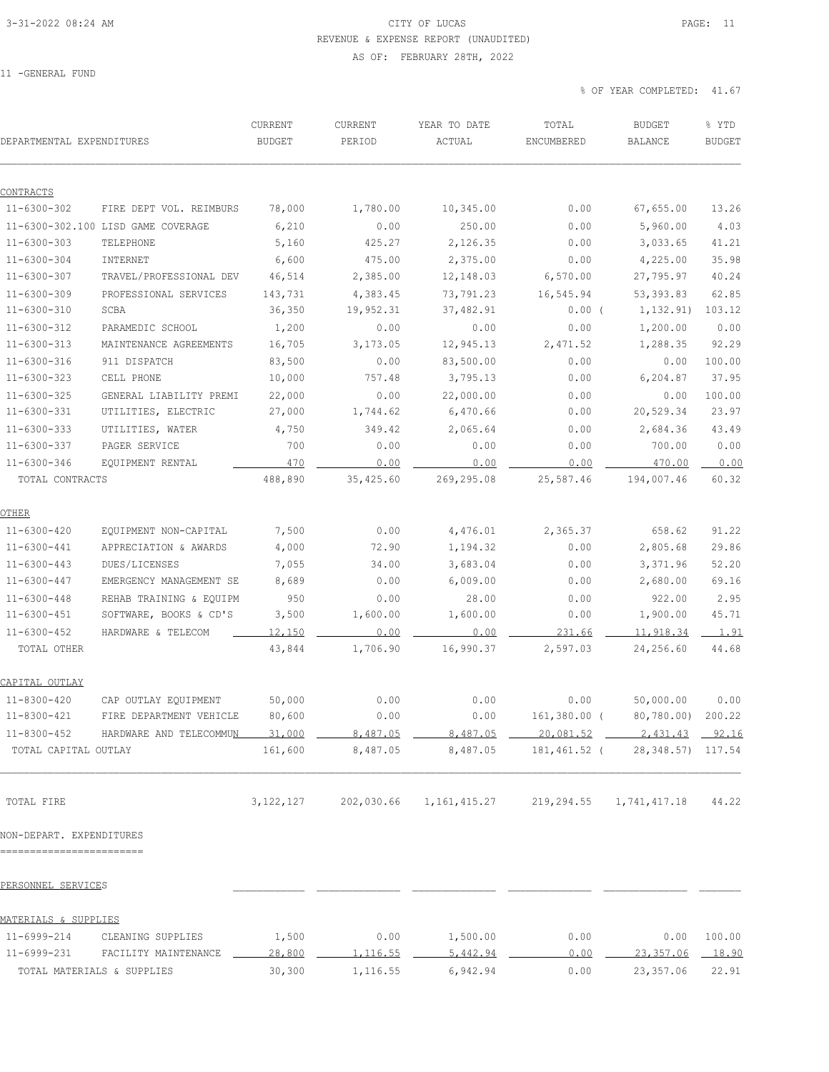CITY OF LUCAS

REVENUE & EXPENSE REPORT (UNAUDITED)

AS OF: FEBRUARY 28TH, 2022

11 -GENERAL FUND

% OF YEAR COMPLETED: 41.67

| DEPARTMENTAL EXPENDITURES | | CURRENT BUDGET | CURRENT PERIOD | YEAR TO DATE ACTUAL | TOTAL ENCUMBERED | BUDGET BALANCE | % YTD BUDGET |
|---|---|---|---|---|---|---|---|
| CONTRACTS | | | | | | | |
| 11-6300-302 | FIRE DEPT VOL. REIMBURS | 78,000 | 1,780.00 | 10,345.00 | 0.00 | 67,655.00 | 13.26 |
| 11-6300-302.100 | LISD GAME COVERAGE | 6,210 | 0.00 | 250.00 | 0.00 | 5,960.00 | 4.03 |
| 11-6300-303 | TELEPHONE | 5,160 | 425.27 | 2,126.35 | 0.00 | 3,033.65 | 41.21 |
| 11-6300-304 | INTERNET | 6,600 | 475.00 | 2,375.00 | 0.00 | 4,225.00 | 35.98 |
| 11-6300-307 | TRAVEL/PROFESSIONAL DEV | 46,514 | 2,385.00 | 12,148.03 | 6,570.00 | 27,795.97 | 40.24 |
| 11-6300-309 | PROFESSIONAL SERVICES | 143,731 | 4,383.45 | 73,791.23 | 16,545.94 | 53,393.83 | 62.85 |
| 11-6300-310 | SCBA | 36,350 | 19,952.31 | 37,482.91 | 0.00 | ( 1,132.91) | 103.12 |
| 11-6300-312 | PARAMEDIC SCHOOL | 1,200 | 0.00 | 0.00 | 0.00 | 1,200.00 | 0.00 |
| 11-6300-313 | MAINTENANCE AGREEMENTS | 16,705 | 3,173.05 | 12,945.13 | 2,471.52 | 1,288.35 | 92.29 |
| 11-6300-316 | 911 DISPATCH | 83,500 | 0.00 | 83,500.00 | 0.00 | 0.00 | 100.00 |
| 11-6300-323 | CELL PHONE | 10,000 | 757.48 | 3,795.13 | 0.00 | 6,204.87 | 37.95 |
| 11-6300-325 | GENERAL LIABILITY PREMI | 22,000 | 0.00 | 22,000.00 | 0.00 | 0.00 | 100.00 |
| 11-6300-331 | UTILITIES, ELECTRIC | 27,000 | 1,744.62 | 6,470.66 | 0.00 | 20,529.34 | 23.97 |
| 11-6300-333 | UTILITIES, WATER | 4,750 | 349.42 | 2,065.64 | 0.00 | 2,684.36 | 43.49 |
| 11-6300-337 | PAGER SERVICE | 700 | 0.00 | 0.00 | 0.00 | 700.00 | 0.00 |
| 11-6300-346 | EQUIPMENT RENTAL | 470 | 0.00 | 0.00 | 0.00 | 470.00 | 0.00 |
| TOTAL CONTRACTS | | 488,890 | 35,425.60 | 269,295.08 | 25,587.46 | 194,007.46 | 60.32 |
| OTHER | | | | | | | |
| 11-6300-420 | EQUIPMENT NON-CAPITAL | 7,500 | 0.00 | 4,476.01 | 2,365.37 | 658.62 | 91.22 |
| 11-6300-441 | APPRECIATION & AWARDS | 4,000 | 72.90 | 1,194.32 | 0.00 | 2,805.68 | 29.86 |
| 11-6300-443 | DUES/LICENSES | 7,055 | 34.00 | 3,683.04 | 0.00 | 3,371.96 | 52.20 |
| 11-6300-447 | EMERGENCY MANAGEMENT SE | 8,689 | 0.00 | 6,009.00 | 0.00 | 2,680.00 | 69.16 |
| 11-6300-448 | REHAB TRAINING & EQUIPM | 950 | 0.00 | 28.00 | 0.00 | 922.00 | 2.95 |
| 11-6300-451 | SOFTWARE, BOOKS & CD'S | 3,500 | 1,600.00 | 1,600.00 | 0.00 | 1,900.00 | 45.71 |
| 11-6300-452 | HARDWARE & TELECOM | 12,150 | 0.00 | 0.00 | 231.66 | 11,918.34 | 1.91 |
| TOTAL OTHER | | 43,844 | 1,706.90 | 16,990.37 | 2,597.03 | 24,256.60 | 44.68 |
| CAPITAL OUTLAY | | | | | | | |
| 11-8300-420 | CAP OUTLAY EQUIPMENT | 50,000 | 0.00 | 0.00 | 0.00 | 50,000.00 | 0.00 |
| 11-8300-421 | FIRE DEPARTMENT VEHICLE | 80,600 | 0.00 | 0.00 | 161,380.00 | ( 80,780.00) | 200.22 |
| 11-8300-452 | HARDWARE AND TELECOMMUN | 31,000 | 8,487.05 | 8,487.05 | 20,081.52 | 2,431.43 | 92.16 |
| TOTAL CAPITAL OUTLAY | | 161,600 | 8,487.05 | 8,487.05 | 181,461.52 | ( 28,348.57) | 117.54 |
| TOTAL FIRE | | 3,122,127 | 202,030.66 | 1,161,415.27 | 219,294.55 | 1,741,417.18 | 44.22 |

NON-DEPART. EXPENDITURES

| | | CURRENT BUDGET | CURRENT PERIOD | YEAR TO DATE ACTUAL | TOTAL ENCUMBERED | BUDGET BALANCE | % YTD BUDGET |
|---|---|---|---|---|---|---|---|
| PERSONNEL SERVICES | | | | | | | |
| MATERIALS & SUPPLIES | | | | | | | |
| 11-6999-214 | CLEANING SUPPLIES | 1,500 | 0.00 | 1,500.00 | 0.00 | 0.00 | 100.00 |
| 11-6999-231 | FACILITY MAINTENANCE | 28,800 | 1,116.55 | 5,442.94 | 0.00 | 23,357.06 | 18.90 |
| TOTAL MATERIALS & SUPPLIES | | 30,300 | 1,116.55 | 6,942.94 | 0.00 | 23,357.06 | 22.91 |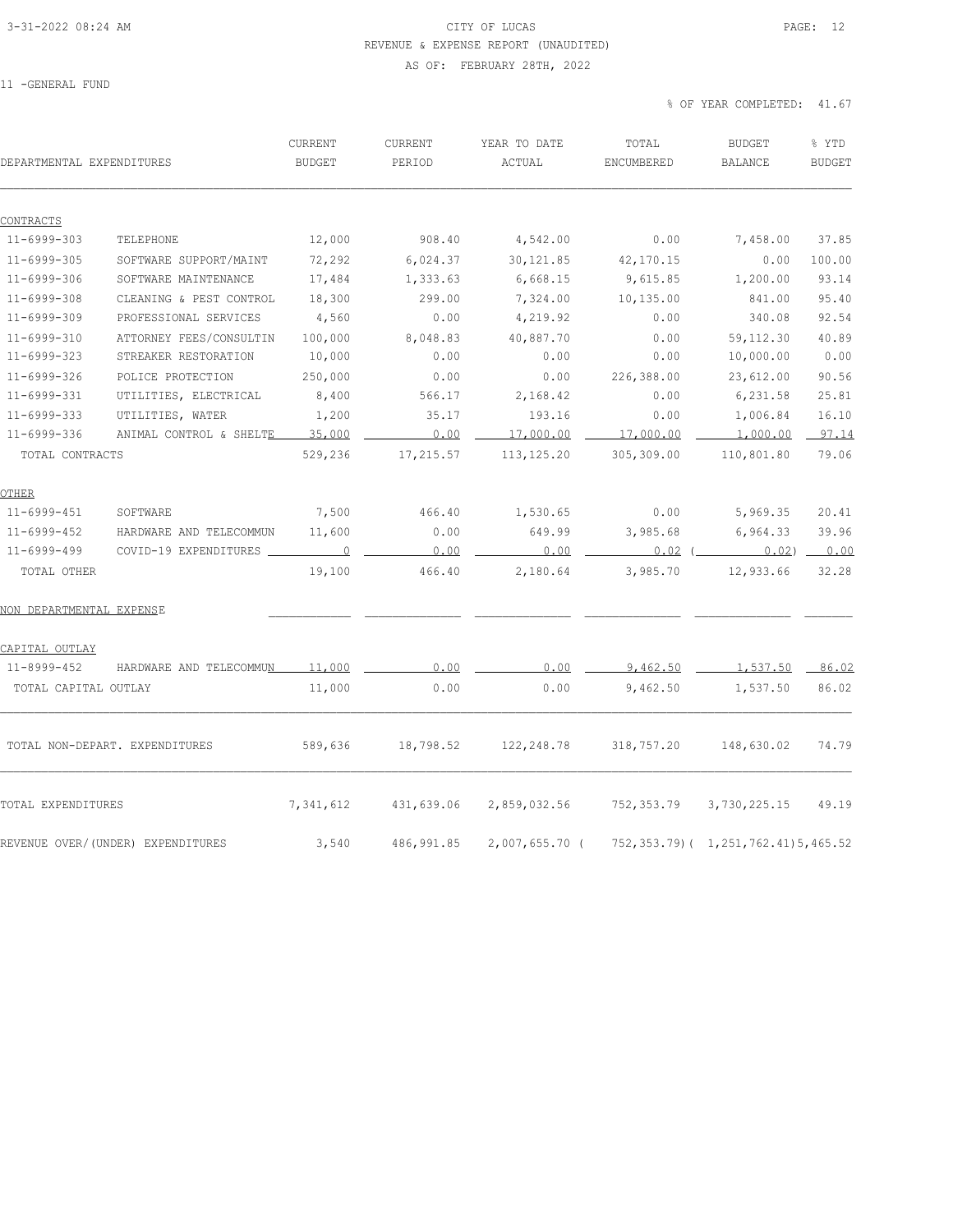CITY OF LUCAS
REVENUE & EXPENSE REPORT (UNAUDITED)
AS OF: FEBRUARY 28TH, 2022

11 -GENERAL FUND

% OF YEAR COMPLETED: 41.67

| DEPARTMENTAL EXPENDITURES | | CURRENT BUDGET | CURRENT PERIOD | YEAR TO DATE ACTUAL | TOTAL ENCUMBERED | BUDGET BALANCE | % YTD BUDGET |
|---|---|---|---|---|---|---|---|
| CONTRACTS | | | | | | | |
| 11-6999-303 | TELEPHONE | 12,000 | 908.40 | 4,542.00 | 0.00 | 7,458.00 | 37.85 |
| 11-6999-305 | SOFTWARE SUPPORT/MAINT | 72,292 | 6,024.37 | 30,121.85 | 42,170.15 | 0.00 | 100.00 |
| 11-6999-306 | SOFTWARE MAINTENANCE | 17,484 | 1,333.63 | 6,668.15 | 9,615.85 | 1,200.00 | 93.14 |
| 11-6999-308 | CLEANING & PEST CONTROL | 18,300 | 299.00 | 7,324.00 | 10,135.00 | 841.00 | 95.40 |
| 11-6999-309 | PROFESSIONAL SERVICES | 4,560 | 0.00 | 4,219.92 | 0.00 | 340.08 | 92.54 |
| 11-6999-310 | ATTORNEY FEES/CONSULTIN | 100,000 | 8,048.83 | 40,887.70 | 0.00 | 59,112.30 | 40.89 |
| 11-6999-323 | STREAKER RESTORATION | 10,000 | 0.00 | 0.00 | 0.00 | 10,000.00 | 0.00 |
| 11-6999-326 | POLICE PROTECTION | 250,000 | 0.00 | 0.00 | 226,388.00 | 23,612.00 | 90.56 |
| 11-6999-331 | UTILITIES, ELECTRICAL | 8,400 | 566.17 | 2,168.42 | 0.00 | 6,231.58 | 25.81 |
| 11-6999-333 | UTILITIES, WATER | 1,200 | 35.17 | 193.16 | 0.00 | 1,006.84 | 16.10 |
| 11-6999-336 | ANIMAL CONTROL & SHELTE | 35,000 | 0.00 | 17,000.00 | 17,000.00 | 1,000.00 | 97.14 |
| TOTAL CONTRACTS | | 529,236 | 17,215.57 | 113,125.20 | 305,309.00 | 110,801.80 | 79.06 |
| OTHER | | | | | | | |
| 11-6999-451 | SOFTWARE | 7,500 | 466.40 | 1,530.65 | 0.00 | 5,969.35 | 20.41 |
| 11-6999-452 | HARDWARE AND TELECOMMUN | 11,600 | 0.00 | 649.99 | 3,985.68 | 6,964.33 | 39.96 |
| 11-6999-499 | COVID-19 EXPENDITURES | 0 | 0.00 | 0.00 | 0.02 | ( 0.02) | 0.00 |
| TOTAL OTHER | | 19,100 | 466.40 | 2,180.64 | 3,985.70 | 12,933.66 | 32.28 |
| NON DEPARTMENTAL EXPENSE | | | | | | | |
| CAPITAL OUTLAY | | | | | | | |
| 11-8999-452 | HARDWARE AND TELECOMMUN | 11,000 | 0.00 | 0.00 | 9,462.50 | 1,537.50 | 86.02 |
| TOTAL CAPITAL OUTLAY | | 11,000 | 0.00 | 0.00 | 9,462.50 | 1,537.50 | 86.02 |
| TOTAL NON-DEPART. EXPENDITURES | | 589,636 | 18,798.52 | 122,248.78 | 318,757.20 | 148,630.02 | 74.79 |
| TOTAL EXPENDITURES | | 7,341,612 | 431,639.06 | 2,859,032.56 | 752,353.79 | 3,730,225.15 | 49.19 |
| REVENUE OVER/(UNDER) EXPENDITURES | | 3,540 | 486,991.85 | 2,007,655.70 | ( 752,353.79) | ( 1,251,762.41) | 5,465.52 |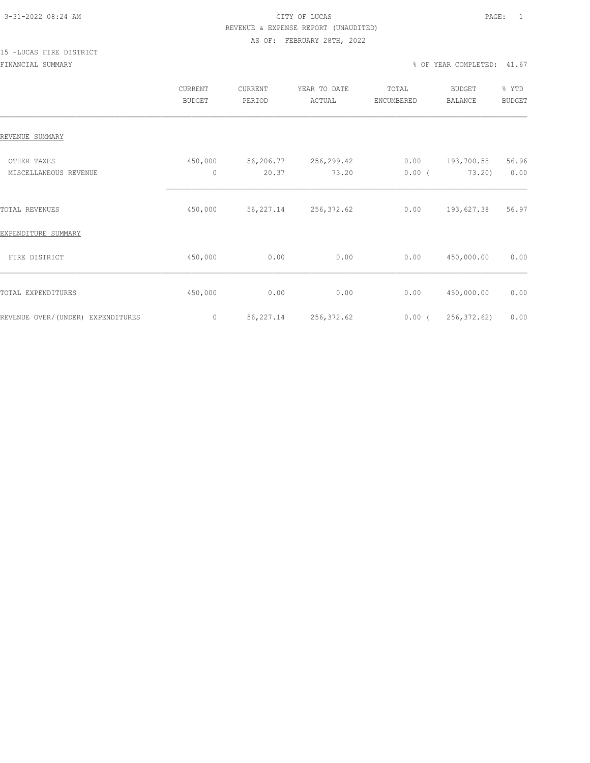# CITY OF LUCAS

REVENUE & EXPENSE REPORT (UNAUDITED)

AS OF: FEBRUARY 28TH, 2022

15 -LUCAS FIRE DISTRICT

FINANCIAL SUMMARY

% OF YEAR COMPLETED: 41.67

| | CURRENT BUDGET | CURRENT PERIOD | YEAR TO DATE ACTUAL | TOTAL ENCUMBERED | BUDGET BALANCE | % YTD BUDGET |
|---|---|---|---|---|---|---|
| **REVENUE SUMMARY** | | | | | | |
| OTHER TAXES | 450,000 | 56,206.77 | 256,299.42 | 0.00 | 193,700.58 | 56.96 |
| MISCELLANEOUS REVENUE | 0 | 20.37 | 73.20 | 0.00 | ( 73.20) | 0.00 |
| TOTAL REVENUES | 450,000 | 56,227.14 | 256,372.62 | 0.00 | 193,627.38 | 56.97 |
| **EXPENDITURE SUMMARY** | | | | | | |
| FIRE DISTRICT | 450,000 | 0.00 | 0.00 | 0.00 | 450,000.00 | 0.00 |
| TOTAL EXPENDITURES | 450,000 | 0.00 | 0.00 | 0.00 | 450,000.00 | 0.00 |
| REVENUE OVER/(UNDER) EXPENDITURES | 0 | 56,227.14 | 256,372.62 | 0.00 | ( 256,372.62) | 0.00 |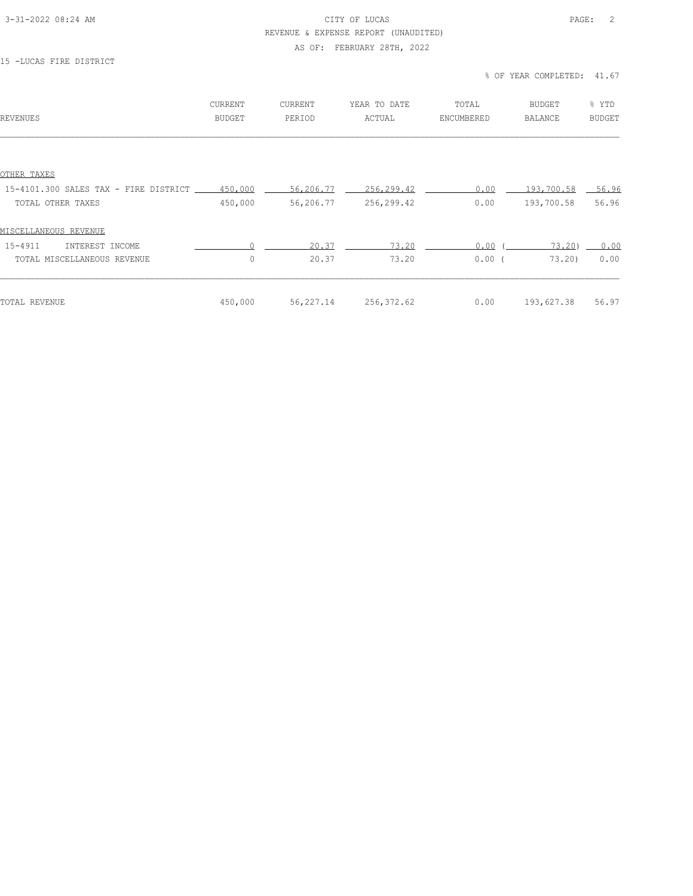CITY OF LUCAS
REVENUE & EXPENSE REPORT (UNAUDITED)
AS OF: FEBRUARY 28TH, 2022

15 -LUCAS FIRE DISTRICT

% OF YEAR COMPLETED: 41.67

| REVENUES | CURRENT BUDGET | CURRENT PERIOD | YEAR TO DATE ACTUAL | TOTAL ENCUMBERED | BUDGET BALANCE | % YTD BUDGET |
|---|---|---|---|---|---|---|
| OTHER TAXES | | | | | | |
| 15-4101.300 SALES TAX - FIRE DISTRICT | 450,000 | 56,206.77 | 256,299.42 | 0.00 | 193,700.58 | 56.96 |
| TOTAL OTHER TAXES | 450,000 | 56,206.77 | 256,299.42 | 0.00 | 193,700.58 | 56.96 |
| MISCELLANEOUS REVENUE | | | | | | |
| 15-4911 INTEREST INCOME | 0 | 20.37 | 73.20 | 0.00 | (73.20) | 0.00 |
| TOTAL MISCELLANEOUS REVENUE | 0 | 20.37 | 73.20 | 0.00 | (73.20) | 0.00 |
| TOTAL REVENUE | 450,000 | 56,227.14 | 256,372.62 | 0.00 | 193,627.38 | 56.97 |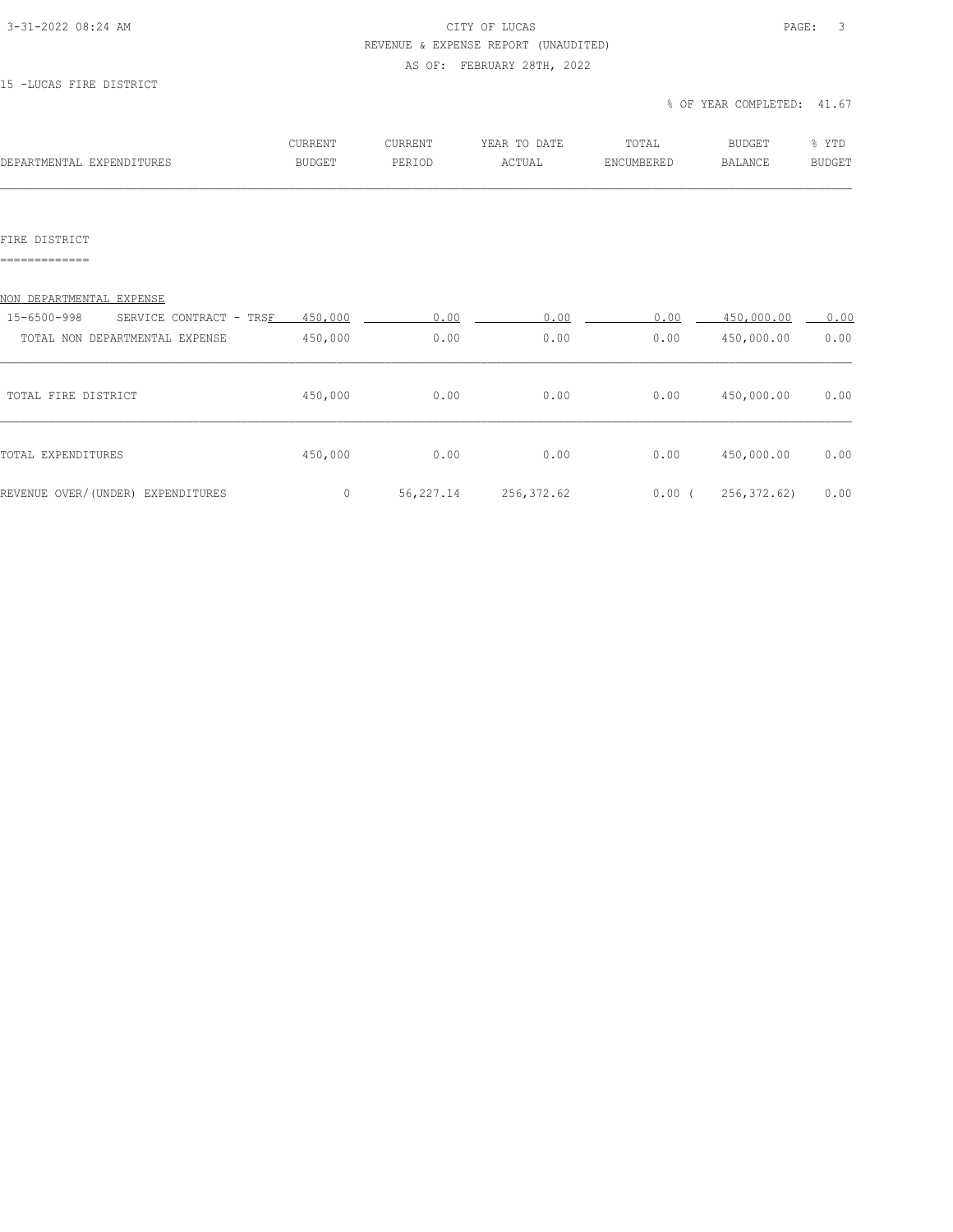CITY OF LUCAS

REVENUE & EXPENSE REPORT (UNAUDITED)

AS OF: FEBRUARY 28TH, 2022

15 -LUCAS FIRE DISTRICT

% OF YEAR COMPLETED: 41.67

| DEPARTMENTAL EXPENDITURES | CURRENT BUDGET | CURRENT PERIOD | YEAR TO DATE ACTUAL | TOTAL ENCUMBERED | BUDGET BALANCE | % YTD BUDGET |
|---|---|---|---|---|---|---|
| **FIRE DISTRICT** | | | | | | |
| NON DEPARTMENTAL EXPENSE | | | | | | |
| 15-6500-998 SERVICE CONTRACT - TRSF | 450,000 | 0.00 | 0.00 | 0.00 | 450,000.00 | 0.00 |
| TOTAL NON DEPARTMENTAL EXPENSE | 450,000 | 0.00 | 0.00 | 0.00 | 450,000.00 | 0.00 |
| TOTAL FIRE DISTRICT | 450,000 | 0.00 | 0.00 | 0.00 | 450,000.00 | 0.00 |
| TOTAL EXPENDITURES | 450,000 | 0.00 | 0.00 | 0.00 | 450,000.00 | 0.00 |
| REVENUE OVER/(UNDER) EXPENDITURES | 0 | 56,227.14 | 256,372.62 | 0.00 | (256,372.62) | 0.00 |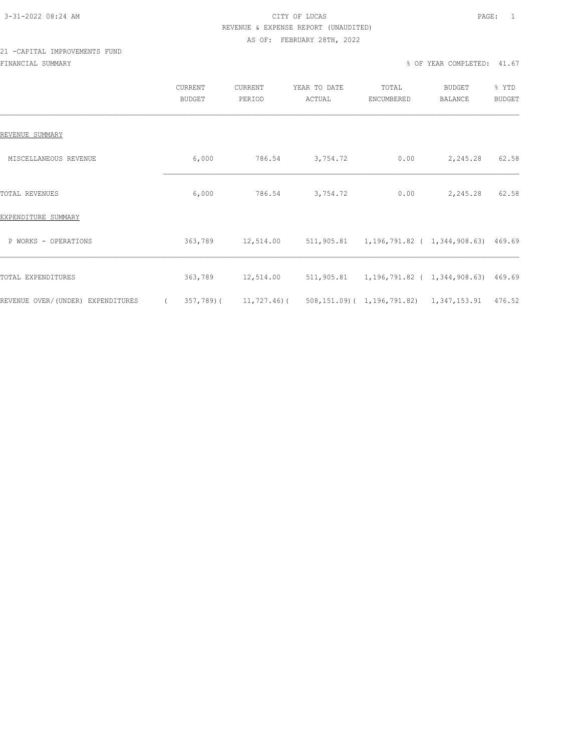CITY OF LUCAS
REVENUE & EXPENSE REPORT (UNAUDITED)
AS OF: FEBRUARY 28TH, 2022

21 -CAPITAL IMPROVEMENTS FUND
FINANCIAL SUMMARY

% OF YEAR COMPLETED: 41.67

| | CURRENT BUDGET | CURRENT PERIOD | YEAR TO DATE ACTUAL | TOTAL ENCUMBERED | BUDGET BALANCE | % YTD BUDGET |
|---|---|---|---|---|---|---|
| REVENUE SUMMARY | | | | | | |
| MISCELLANEOUS REVENUE | 6,000 | 786.54 | 3,754.72 | 0.00 | 2,245.28 | 62.58 |
| TOTAL REVENUES | 6,000 | 786.54 | 3,754.72 | 0.00 | 2,245.28 | 62.58 |
| EXPENDITURE SUMMARY | | | | | | |
| P WORKS - OPERATIONS | 363,789 | 12,514.00 | 511,905.81 | 1,196,791.82 | ( 1,344,908.63) | 469.69 |
| TOTAL EXPENDITURES | 363,789 | 12,514.00 | 511,905.81 | 1,196,791.82 | ( 1,344,908.63) | 469.69 |
| REVENUE OVER/(UNDER) EXPENDITURES | ( 357,789) | ( 11,727.46) | ( 508,151.09) | ( 1,196,791.82) | 1,347,153.91 | 476.52 |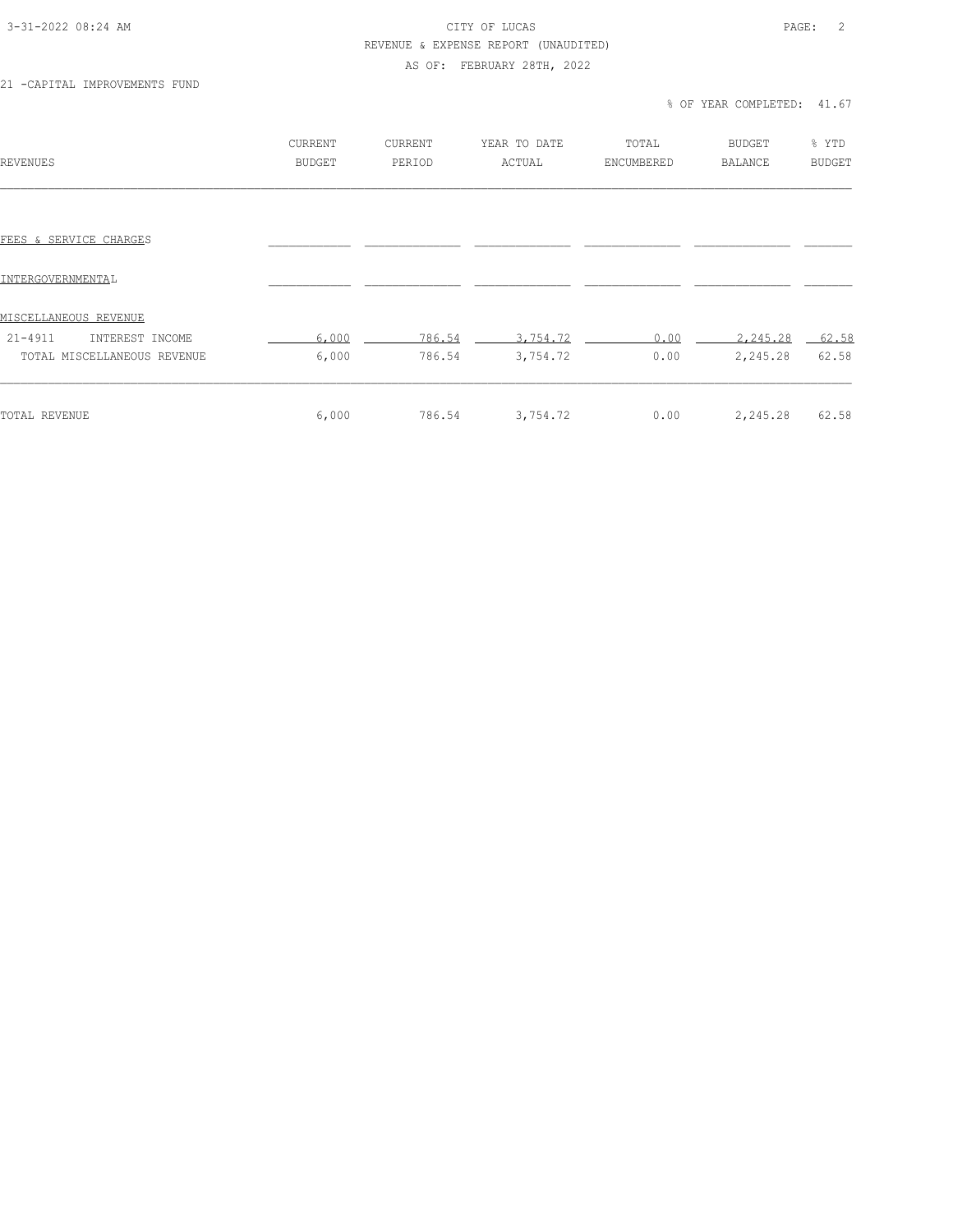CITY OF LUCAS

REVENUE & EXPENSE REPORT (UNAUDITED)

AS OF: FEBRUARY 28TH, 2022

21 -CAPITAL IMPROVEMENTS FUND

% OF YEAR COMPLETED: 41.67

| REVENUES | CURRENT BUDGET | CURRENT PERIOD | YEAR TO DATE ACTUAL | TOTAL ENCUMBERED | BUDGET BALANCE | % YTD BUDGET |
|---|---|---|---|---|---|---|
| FEES & SERVICE CHARGES | | | | | | |
| INTERGOVERNMENTAL | | | | | | |
| MISCELLANEOUS REVENUE | | | | | | |
| 21-4911 INTEREST INCOME | 6,000 | 786.54 | 3,754.72 | 0.00 | 2,245.28 | 62.58 |
| TOTAL MISCELLANEOUS REVENUE | 6,000 | 786.54 | 3,754.72 | 0.00 | 2,245.28 | 62.58 |
| TOTAL REVENUE | 6,000 | 786.54 | 3,754.72 | 0.00 | 2,245.28 | 62.58 |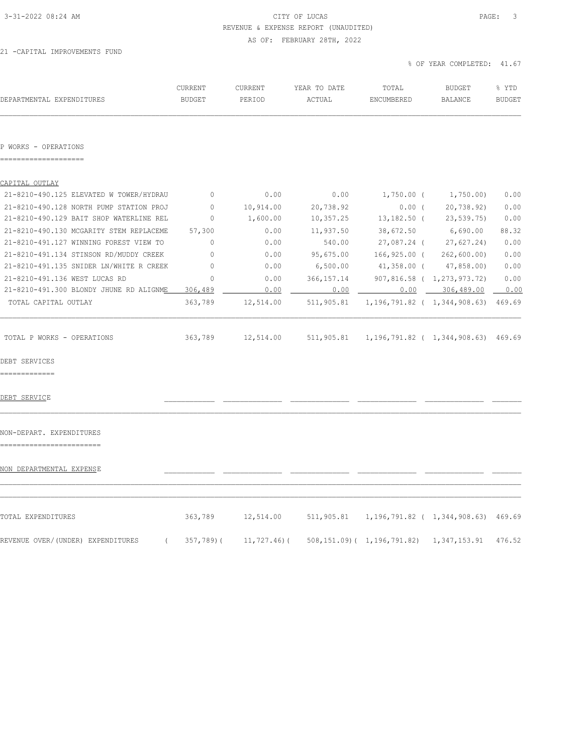CITY OF LUCAS

REVENUE & EXPENSE REPORT (UNAUDITED)

AS OF: FEBRUARY 28TH, 2022

21 -CAPITAL IMPROVEMENTS FUND

% OF YEAR COMPLETED: 41.67

| DEPARTMENTAL EXPENDITURES | CURRENT BUDGET | CURRENT PERIOD | YEAR TO DATE ACTUAL | TOTAL ENCUMBERED | BUDGET BALANCE | % YTD BUDGET |
|---|---|---|---|---|---|---|
| **P WORKS - OPERATIONS** | | | | | | |
| **CAPITAL OUTLAY** | | | | | | |
| 21-8210-490.125 ELEVATED W TOWER/HYDRAU | 0 | 0.00 | 0.00 | 1,750.00 | ( 1,750.00) | 0.00 |
| 21-8210-490.128 NORTH PUMP STATION PROJ | 0 | 10,914.00 | 20,738.92 | 0.00 | ( 20,738.92) | 0.00 |
| 21-8210-490.129 BAIT SHOP WATERLINE REL | 0 | 1,600.00 | 10,357.25 | 13,182.50 | ( 23,539.75) | 0.00 |
| 21-8210-490.130 MCGARITY STEM REPLACEME | 57,300 | 0.00 | 11,937.50 | 38,672.50 | 6,690.00 | 88.32 |
| 21-8210-491.127 WINNING FOREST VIEW TO | 0 | 0.00 | 540.00 | 27,087.24 | ( 27,627.24) | 0.00 |
| 21-8210-491.134 STINSON RD/MUDDY CREEK | 0 | 0.00 | 95,675.00 | 166,925.00 | ( 262,600.00) | 0.00 |
| 21-8210-491.135 SNIDER LN/WHITE R CREEK | 0 | 0.00 | 6,500.00 | 41,358.00 | ( 47,858.00) | 0.00 |
| 21-8210-491.136 WEST LUCAS RD | 0 | 0.00 | 366,157.14 | 907,816.58 | ( 1,273,973.72) | 0.00 |
| 21-8210-491.300 BLONDY JHUNE RD ALIGNME | 306,489 | 0.00 | 0.00 | 0.00 | 306,489.00 | 0.00 |
| TOTAL CAPITAL OUTLAY | 363,789 | 12,514.00 | 511,905.81 | 1,196,791.82 | ( 1,344,908.63) | 469.69 |
| TOTAL P WORKS - OPERATIONS | 363,789 | 12,514.00 | 511,905.81 | 1,196,791.82 | ( 1,344,908.63) | 469.69 |
| **DEBT SERVICES** | | | | | | |
| **DEBT SERVICE** | | | | | | |
| **NON-DEPART. EXPENDITURES** | | | | | | |
| **NON DEPARTMENTAL EXPENSE** | | | | | | |
| TOTAL EXPENDITURES | 363,789 | 12,514.00 | 511,905.81 | 1,196,791.82 | ( 1,344,908.63) | 469.69 |
| REVENUE OVER/(UNDER) EXPENDITURES | ( 357,789) | ( 11,727.46) | ( 508,151.09) | ( 1,196,791.82) | 1,347,153.91 | 476.52 |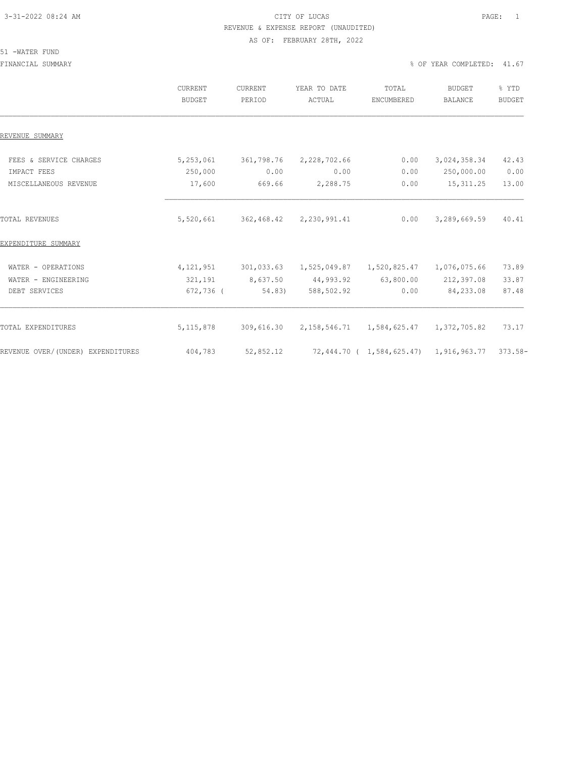CITY OF LUCAS

REVENUE & EXPENSE REPORT (UNAUDITED)

AS OF: FEBRUARY 28TH, 2022

51 -WATER FUND

FINANCIAL SUMMARY % OF YEAR COMPLETED: 41.67

| | CURRENT BUDGET | CURRENT PERIOD | YEAR TO DATE ACTUAL | TOTAL ENCUMBERED | BUDGET BALANCE | % YTD BUDGET |
|---|---|---|---|---|---|---|
| REVENUE SUMMARY | | | | | | |
| FEES & SERVICE CHARGES | 5,253,061 | 361,798.76 | 2,228,702.66 | 0.00 | 3,024,358.34 | 42.43 |
| IMPACT FEES | 250,000 | 0.00 | 0.00 | 0.00 | 250,000.00 | 0.00 |
| MISCELLANEOUS REVENUE | 17,600 | 669.66 | 2,288.75 | 0.00 | 15,311.25 | 13.00 |
| TOTAL REVENUES | 5,520,661 | 362,468.42 | 2,230,991.41 | 0.00 | 3,289,669.59 | 40.41 |
| EXPENDITURE SUMMARY | | | | | | |
| WATER - OPERATIONS | 4,121,951 | 301,033.63 | 1,525,049.87 | 1,520,825.47 | 1,076,075.66 | 73.89 |
| WATER - ENGINEERING | 321,191 | 8,637.50 | 44,993.92 | 63,800.00 | 212,397.08 | 33.87 |
| DEBT SERVICES | 672,736 | ( 54.83) | 588,502.92 | 0.00 | 84,233.08 | 87.48 |
| TOTAL EXPENDITURES | 5,115,878 | 309,616.30 | 2,158,546.71 | 1,584,625.47 | 1,372,705.82 | 73.17 |
| REVENUE OVER/(UNDER) EXPENDITURES | 404,783 | 52,852.12 | 72,444.70 | ( 1,584,625.47) | 1,916,963.77 | 373.58- |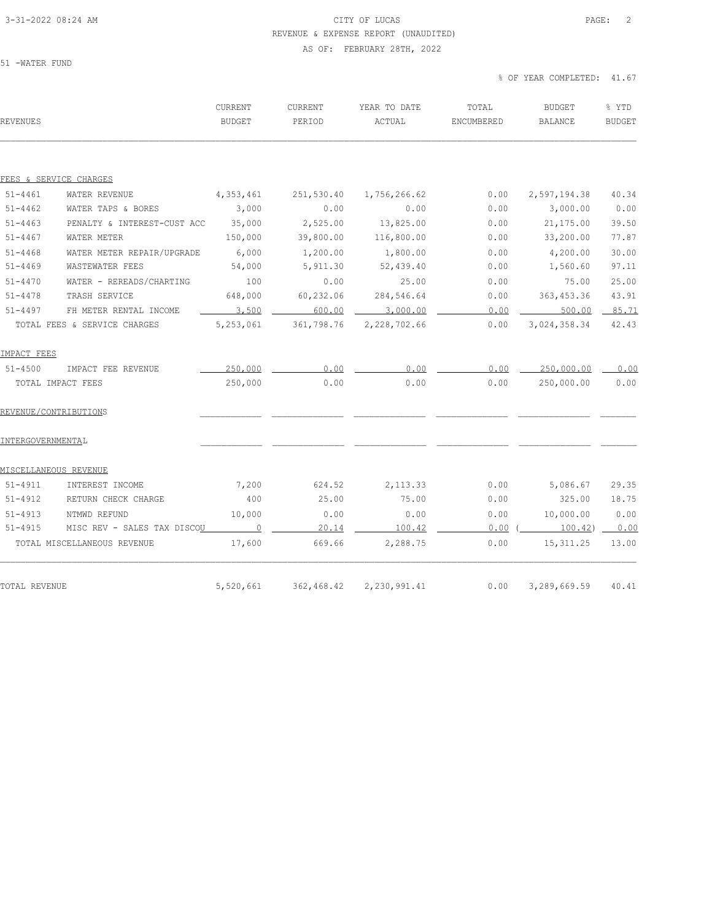# CITY OF LUCAS

REVENUE & EXPENSE REPORT (UNAUDITED)

AS OF: FEBRUARY 28TH, 2022

51 -WATER FUND

% OF YEAR COMPLETED: 41.67

| REVENUES | | CURRENT BUDGET | CURRENT PERIOD | YEAR TO DATE ACTUAL | TOTAL ENCUMBERED | BUDGET BALANCE | % YTD BUDGET |
|---|---|---|---|---|---|---|---|
| **FEES & SERVICE CHARGES** | | | | | | | |
| 51-4461 | WATER REVENUE | 4,353,461 | 251,530.40 | 1,756,266.62 | 0.00 | 2,597,194.38 | 40.34 |
| 51-4462 | WATER TAPS & BORES | 3,000 | 0.00 | 0.00 | 0.00 | 3,000.00 | 0.00 |
| 51-4463 | PENALTY & INTEREST-CUST ACC | 35,000 | 2,525.00 | 13,825.00 | 0.00 | 21,175.00 | 39.50 |
| 51-4467 | WATER METER | 150,000 | 39,800.00 | 116,800.00 | 0.00 | 33,200.00 | 77.87 |
| 51-4468 | WATER METER REPAIR/UPGRADE | 6,000 | 1,200.00 | 1,800.00 | 0.00 | 4,200.00 | 30.00 |
| 51-4469 | WASTEWATER FEES | 54,000 | 5,911.30 | 52,439.40 | 0.00 | 1,560.60 | 97.11 |
| 51-4470 | WATER - REREADS/CHARTING | 100 | 0.00 | 25.00 | 0.00 | 75.00 | 25.00 |
| 51-4478 | TRASH SERVICE | 648,000 | 60,232.06 | 284,546.64 | 0.00 | 363,453.36 | 43.91 |
| 51-4497 | FH METER RENTAL INCOME | 3,500 | 600.00 | 3,000.00 | 0.00 | 500.00 | 85.71 |
| TOTAL FEES & SERVICE CHARGES | | 5,253,061 | 361,798.76 | 2,228,702.66 | 0.00 | 3,024,358.34 | 42.43 |
| **IMPACT FEES** | | | | | | | |
| 51-4500 | IMPACT FEE REVENUE | 250,000 | 0.00 | 0.00 | 0.00 | 250,000.00 | 0.00 |
| TOTAL IMPACT FEES | | 250,000 | 0.00 | 0.00 | 0.00 | 250,000.00 | 0.00 |
| **REVENUE/CONTRIBUTIONS** | | | | | | | |
| **INTERGOVERNMENTAL** | | | | | | | |
| **MISCELLANEOUS REVENUE** | | | | | | | |
| 51-4911 | INTEREST INCOME | 7,200 | 624.52 | 2,113.33 | 0.00 | 5,086.67 | 29.35 |
| 51-4912 | RETURN CHECK CHARGE | 400 | 25.00 | 75.00 | 0.00 | 325.00 | 18.75 |
| 51-4913 | NTMWD REFUND | 10,000 | 0.00 | 0.00 | 0.00 | 10,000.00 | 0.00 |
| 51-4915 | MISC REV - SALES TAX DISCOU | 0 | 20.14 | 100.42 | 0.00 | (100.42) | 0.00 |
| TOTAL MISCELLANEOUS REVENUE | | 17,600 | 669.66 | 2,288.75 | 0.00 | 15,311.25 | 13.00 |
| TOTAL REVENUE | | 5,520,661 | 362,468.42 | 2,230,991.41 | 0.00 | 3,289,669.59 | 40.41 |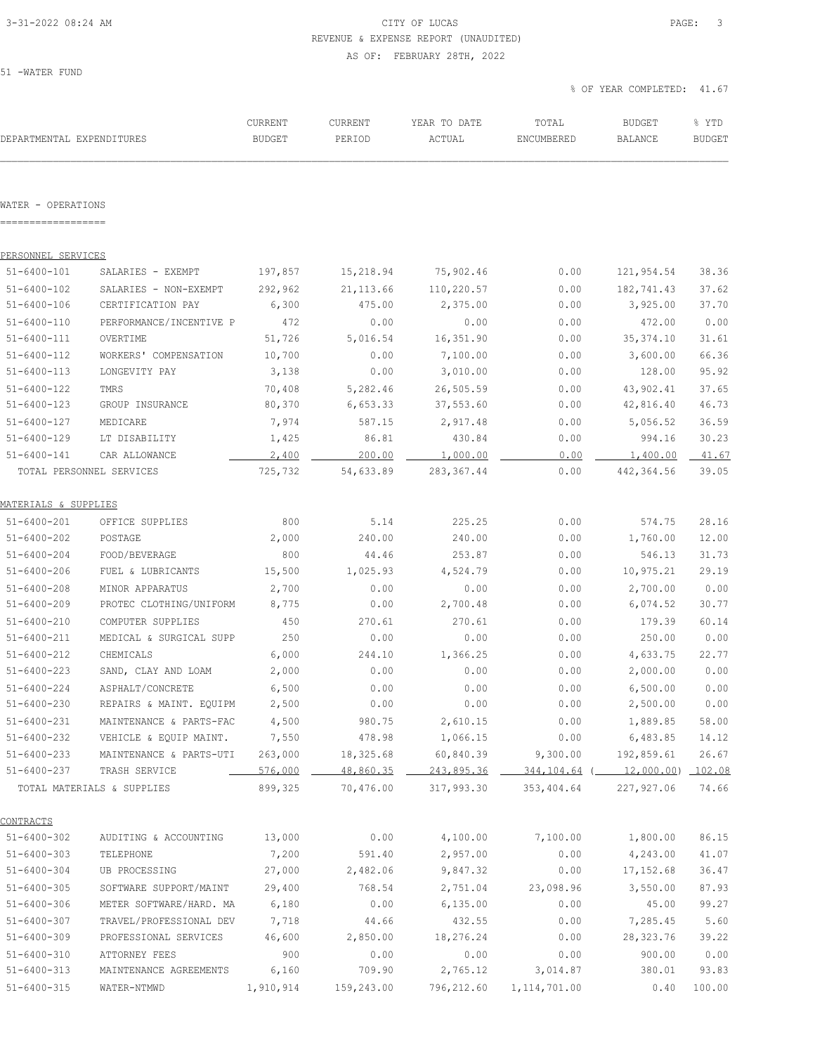# CITY OF LUCAS

REVENUE & EXPENSE REPORT (UNAUDITED)

AS OF: FEBRUARY 28TH, 2022

51 -WATER FUND

% OF YEAR COMPLETED: 41.67

| DEPARTMENTAL EXPENDITURES | | CURRENT BUDGET | CURRENT PERIOD | YEAR TO DATE ACTUAL | TOTAL ENCUMBERED | BUDGET BALANCE | % YTD BUDGET |
|---|---|---|---|---|---|---|---|
| **WATER - OPERATIONS** | | | | | | | |
| **PERSONNEL SERVICES** | | | | | | | |
| 51-6400-101 | SALARIES - EXEMPT | 197,857 | 15,218.94 | 75,902.46 | 0.00 | 121,954.54 | 38.36 |
| 51-6400-102 | SALARIES - NON-EXEMPT | 292,962 | 21,113.66 | 110,220.57 | 0.00 | 182,741.43 | 37.62 |
| 51-6400-106 | CERTIFICATION PAY | 6,300 | 475.00 | 2,375.00 | 0.00 | 3,925.00 | 37.70 |
| 51-6400-110 | PERFORMANCE/INCENTIVE P | 472 | 0.00 | 0.00 | 0.00 | 472.00 | 0.00 |
| 51-6400-111 | OVERTIME | 51,726 | 5,016.54 | 16,351.90 | 0.00 | 35,374.10 | 31.61 |
| 51-6400-112 | WORKERS' COMPENSATION | 10,700 | 0.00 | 7,100.00 | 0.00 | 3,600.00 | 66.36 |
| 51-6400-113 | LONGEVITY PAY | 3,138 | 0.00 | 3,010.00 | 0.00 | 128.00 | 95.92 |
| 51-6400-122 | TMRS | 70,408 | 5,282.46 | 26,505.59 | 0.00 | 43,902.41 | 37.65 |
| 51-6400-123 | GROUP INSURANCE | 80,370 | 6,653.33 | 37,553.60 | 0.00 | 42,816.40 | 46.73 |
| 51-6400-127 | MEDICARE | 7,974 | 587.15 | 2,917.48 | 0.00 | 5,056.52 | 36.59 |
| 51-6400-129 | LT DISABILITY | 1,425 | 86.81 | 430.84 | 0.00 | 994.16 | 30.23 |
| 51-6400-141 | CAR ALLOWANCE | 2,400 | 200.00 | 1,000.00 | 0.00 | 1,400.00 | 41.67 |
| TOTAL PERSONNEL SERVICES | | 725,732 | 54,633.89 | 283,367.44 | 0.00 | 442,364.56 | 39.05 |
| **MATERIALS & SUPPLIES** | | | | | | | |
| 51-6400-201 | OFFICE SUPPLIES | 800 | 5.14 | 225.25 | 0.00 | 574.75 | 28.16 |
| 51-6400-202 | POSTAGE | 2,000 | 240.00 | 240.00 | 0.00 | 1,760.00 | 12.00 |
| 51-6400-204 | FOOD/BEVERAGE | 800 | 44.46 | 253.87 | 0.00 | 546.13 | 31.73 |
| 51-6400-206 | FUEL & LUBRICANTS | 15,500 | 1,025.93 | 4,524.79 | 0.00 | 10,975.21 | 29.19 |
| 51-6400-208 | MINOR APPARATUS | 2,700 | 0.00 | 0.00 | 0.00 | 2,700.00 | 0.00 |
| 51-6400-209 | PROTEC CLOTHING/UNIFORM | 8,775 | 0.00 | 2,700.48 | 0.00 | 6,074.52 | 30.77 |
| 51-6400-210 | COMPUTER SUPPLIES | 450 | 270.61 | 270.61 | 0.00 | 179.39 | 60.14 |
| 51-6400-211 | MEDICAL & SURGICAL SUPP | 250 | 0.00 | 0.00 | 0.00 | 250.00 | 0.00 |
| 51-6400-212 | CHEMICALS | 6,000 | 244.10 | 1,366.25 | 0.00 | 4,633.75 | 22.77 |
| 51-6400-223 | SAND, CLAY AND LOAM | 2,000 | 0.00 | 0.00 | 0.00 | 2,000.00 | 0.00 |
| 51-6400-224 | ASPHALT/CONCRETE | 6,500 | 0.00 | 0.00 | 0.00 | 6,500.00 | 0.00 |
| 51-6400-230 | REPAIRS & MAINT. EQUIPM | 2,500 | 0.00 | 0.00 | 0.00 | 2,500.00 | 0.00 |
| 51-6400-231 | MAINTENANCE & PARTS-FAC | 4,500 | 980.75 | 2,610.15 | 0.00 | 1,889.85 | 58.00 |
| 51-6400-232 | VEHICLE & EQUIP MAINT. | 7,550 | 478.98 | 1,066.15 | 0.00 | 6,483.85 | 14.12 |
| 51-6400-233 | MAINTENANCE & PARTS-UTI | 263,000 | 18,325.68 | 60,840.39 | 9,300.00 | 192,859.61 | 26.67 |
| 51-6400-237 | TRASH SERVICE | 576,000 | 48,860.35 | 243,895.36 | 344,104.64 | (12,000.00) | 102.08 |
| TOTAL MATERIALS & SUPPLIES | | 899,325 | 70,476.00 | 317,993.30 | 353,404.64 | 227,927.06 | 74.66 |
| **CONTRACTS** | | | | | | | |
| 51-6400-302 | AUDITING & ACCOUNTING | 13,000 | 0.00 | 4,100.00 | 7,100.00 | 1,800.00 | 86.15 |
| 51-6400-303 | TELEPHONE | 7,200 | 591.40 | 2,957.00 | 0.00 | 4,243.00 | 41.07 |
| 51-6400-304 | UB PROCESSING | 27,000 | 2,482.06 | 9,847.32 | 0.00 | 17,152.68 | 36.47 |
| 51-6400-305 | SOFTWARE SUPPORT/MAINT | 29,400 | 768.54 | 2,751.04 | 23,098.96 | 3,550.00 | 87.93 |
| 51-6400-306 | METER SOFTWARE/HARD. MA | 6,180 | 0.00 | 6,135.00 | 0.00 | 45.00 | 99.27 |
| 51-6400-307 | TRAVEL/PROFESSIONAL DEV | 7,718 | 44.66 | 432.55 | 0.00 | 7,285.45 | 5.60 |
| 51-6400-309 | PROFESSIONAL SERVICES | 46,600 | 2,850.00 | 18,276.24 | 0.00 | 28,323.76 | 39.22 |
| 51-6400-310 | ATTORNEY FEES | 900 | 0.00 | 0.00 | 0.00 | 900.00 | 0.00 |
| 51-6400-313 | MAINTENANCE AGREEMENTS | 6,160 | 709.90 | 2,765.12 | 3,014.87 | 380.01 | 93.83 |
| 51-6400-315 | WATER-NTMWD | 1,910,914 | 159,243.00 | 796,212.60 | 1,114,701.00 | 0.40 | 100.00 |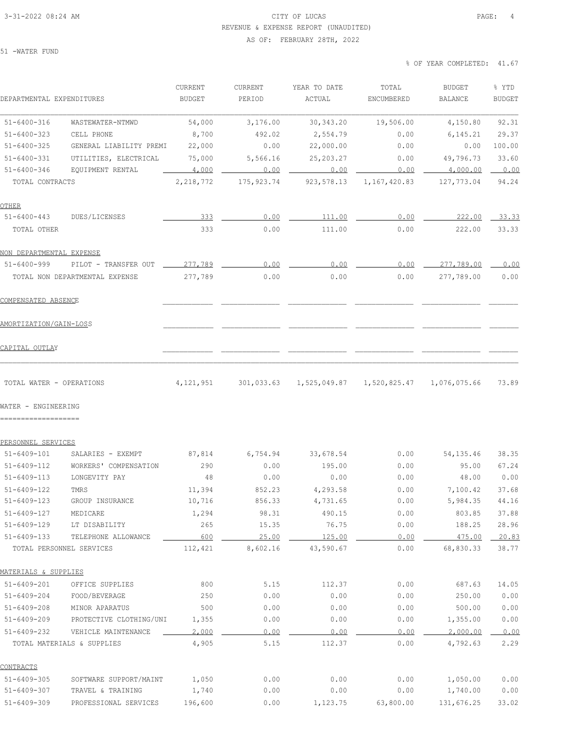CITY OF LUCAS
REVENUE & EXPENSE REPORT (UNAUDITED)
AS OF: FEBRUARY 28TH, 2022

51 -WATER FUND

% OF YEAR COMPLETED: 41.67

| DEPARTMENTAL EXPENDITURES | | CURRENT BUDGET | CURRENT PERIOD | YEAR TO DATE ACTUAL | TOTAL ENCUMBERED | BUDGET BALANCE | % YTD BUDGET |
|---|---|---|---|---|---|---|---|
| 51-6400-316 | WASTEWATER-NTMWD | 54,000 | 3,176.00 | 30,343.20 | 19,506.00 | 4,150.80 | 92.31 |
| 51-6400-323 | CELL PHONE | 8,700 | 492.02 | 2,554.79 | 0.00 | 6,145.21 | 29.37 |
| 51-6400-325 | GENERAL LIABILITY PREMI | 22,000 | 0.00 | 22,000.00 | 0.00 | 0.00 | 100.00 |
| 51-6400-331 | UTILITIES, ELECTRICAL | 75,000 | 5,566.16 | 25,203.27 | 0.00 | 49,796.73 | 33.60 |
| 51-6400-346 | EQUIPMENT RENTAL | 4,000 | 0.00 | 0.00 | 0.00 | 4,000.00 | 0.00 |
| TOTAL CONTRACTS | | 2,218,772 | 175,923.74 | 923,578.13 | 1,167,420.83 | 127,773.04 | 94.24 |
| OTHER | | | | | | | |
| 51-6400-443 | DUES/LICENSES | 333 | 0.00 | 111.00 | 0.00 | 222.00 | 33.33 |
| TOTAL OTHER | | 333 | 0.00 | 111.00 | 0.00 | 222.00 | 33.33 |
| NON DEPARTMENTAL EXPENSE | | | | | | | |
| 51-6400-999 | PILOT - TRANSFER OUT | 277,789 | 0.00 | 0.00 | 0.00 | 277,789.00 | 0.00 |
| TOTAL NON DEPARTMENTAL EXPENSE | | 277,789 | 0.00 | 0.00 | 0.00 | 277,789.00 | 0.00 |
| COMPENSATED ABSENCE | | | | | | | |
| AMORTIZATION/GAIN-LOSS | | | | | | | |
| CAPITAL OUTLAY | | | | | | | |
| TOTAL WATER - OPERATIONS | | 4,121,951 | 301,033.63 | 1,525,049.87 | 1,520,825.47 | 1,076,075.66 | 73.89 |

WATER - ENGINEERING

| DEPARTMENTAL EXPENDITURES | | CURRENT BUDGET | CURRENT PERIOD | YEAR TO DATE ACTUAL | TOTAL ENCUMBERED | BUDGET BALANCE | % YTD BUDGET |
|---|---|---|---|---|---|---|---|
| PERSONNEL SERVICES | | | | | | | |
| 51-6409-101 | SALARIES - EXEMPT | 87,814 | 6,754.94 | 33,678.54 | 0.00 | 54,135.46 | 38.35 |
| 51-6409-112 | WORKERS' COMPENSATION | 290 | 0.00 | 195.00 | 0.00 | 95.00 | 67.24 |
| 51-6409-113 | LONGEVITY PAY | 48 | 0.00 | 0.00 | 0.00 | 48.00 | 0.00 |
| 51-6409-122 | TMRS | 11,394 | 852.23 | 4,293.58 | 0.00 | 7,100.42 | 37.68 |
| 51-6409-123 | GROUP INSURANCE | 10,716 | 856.33 | 4,731.65 | 0.00 | 5,984.35 | 44.16 |
| 51-6409-127 | MEDICARE | 1,294 | 98.31 | 490.15 | 0.00 | 803.85 | 37.88 |
| 51-6409-129 | LT DISABILITY | 265 | 15.35 | 76.75 | 0.00 | 188.25 | 28.96 |
| 51-6409-133 | TELEPHONE ALLOWANCE | 600 | 25.00 | 125.00 | 0.00 | 475.00 | 20.83 |
| TOTAL PERSONNEL SERVICES | | 112,421 | 8,602.16 | 43,590.67 | 0.00 | 68,830.33 | 38.77 |
| MATERIALS & SUPPLIES | | | | | | | |
| 51-6409-201 | OFFICE SUPPLIES | 800 | 5.15 | 112.37 | 0.00 | 687.63 | 14.05 |
| 51-6409-204 | FOOD/BEVERAGE | 250 | 0.00 | 0.00 | 0.00 | 250.00 | 0.00 |
| 51-6409-208 | MINOR APARATUS | 500 | 0.00 | 0.00 | 0.00 | 500.00 | 0.00 |
| 51-6409-209 | PROTECTIVE CLOTHING/UNI | 1,355 | 0.00 | 0.00 | 0.00 | 1,355.00 | 0.00 |
| 51-6409-232 | VEHICLE MAINTENANCE | 2,000 | 0.00 | 0.00 | 0.00 | 2,000.00 | 0.00 |
| TOTAL MATERIALS & SUPPLIES | | 4,905 | 5.15 | 112.37 | 0.00 | 4,792.63 | 2.29 |
| CONTRACTS | | | | | | | |
| 51-6409-305 | SOFTWARE SUPPORT/MAINT | 1,050 | 0.00 | 0.00 | 0.00 | 1,050.00 | 0.00 |
| 51-6409-307 | TRAVEL & TRAINING | 1,740 | 0.00 | 0.00 | 0.00 | 1,740.00 | 0.00 |
| 51-6409-309 | PROFESSIONAL SERVICES | 196,600 | 0.00 | 1,123.75 | 63,800.00 | 131,676.25 | 33.02 |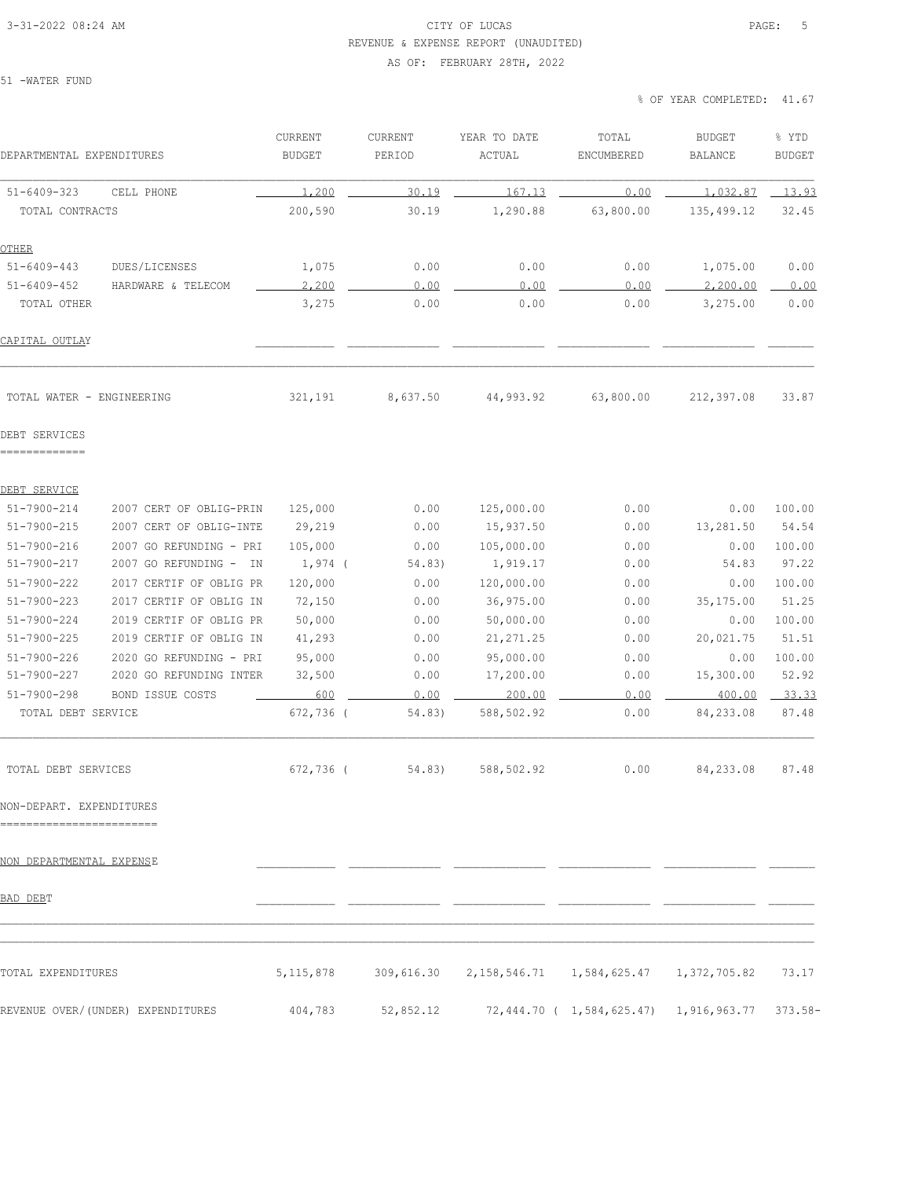3-31-2022 08:24 AM CITY OF LUCAS PAGE: 5

REVENUE & EXPENSE REPORT (UNAUDITED)

AS OF: FEBRUARY 28TH, 2022

51 -WATER FUND

% OF YEAR COMPLETED: 41.67

| DEPARTMENTAL EXPENDITURES | | CURRENT BUDGET | CURRENT PERIOD | YEAR TO DATE ACTUAL | TOTAL ENCUMBERED | BUDGET BALANCE | % YTD BUDGET |
|---|---|---|---|---|---|---|---|
| 51-6409-323 | CELL PHONE | 1,200 | 30.19 | 167.13 | 0.00 | 1,032.87 | 13.93 |
| TOTAL CONTRACTS | | 200,590 | 30.19 | 1,290.88 | 63,800.00 | 135,499.12 | 32.45 |
| OTHER | | | | | | | |
| 51-6409-443 | DUES/LICENSES | 1,075 | 0.00 | 0.00 | 0.00 | 1,075.00 | 0.00 |
| 51-6409-452 | HARDWARE & TELECOM | 2,200 | 0.00 | 0.00 | 0.00 | 2,200.00 | 0.00 |
| TOTAL OTHER | | 3,275 | 0.00 | 0.00 | 0.00 | 3,275.00 | 0.00 |
| CAPITAL OUTLAY | | | | | | | |
| TOTAL WATER - ENGINEERING | | 321,191 | 8,637.50 | 44,993.92 | 63,800.00 | 212,397.08 | 33.87 |
| DEBT SERVICES | | | | | | | |
| DEBT SERVICE | | | | | | | |
| 51-7900-214 | 2007 CERT OF OBLIG-PRIN | 125,000 | 0.00 | 125,000.00 | 0.00 | 0.00 | 100.00 |
| 51-7900-215 | 2007 CERT OF OBLIG-INTE | 29,219 | 0.00 | 15,937.50 | 0.00 | 13,281.50 | 54.54 |
| 51-7900-216 | 2007 GO REFUNDING - PRI | 105,000 | 0.00 | 105,000.00 | 0.00 | 0.00 | 100.00 |
| 51-7900-217 | 2007 GO REFUNDING - IN | 1,974 | ( 54.83) | 1,919.17 | 0.00 | 54.83 | 97.22 |
| 51-7900-222 | 2017 CERTIF OF OBLIG PR | 120,000 | 0.00 | 120,000.00 | 0.00 | 0.00 | 100.00 |
| 51-7900-223 | 2017 CERTIF OF OBLIG IN | 72,150 | 0.00 | 36,975.00 | 0.00 | 35,175.00 | 51.25 |
| 51-7900-224 | 2019 CERTIF OF OBLIG PR | 50,000 | 0.00 | 50,000.00 | 0.00 | 0.00 | 100.00 |
| 51-7900-225 | 2019 CERTIF OF OBLIG IN | 41,293 | 0.00 | 21,271.25 | 0.00 | 20,021.75 | 51.51 |
| 51-7900-226 | 2020 GO REFUNDING - PRI | 95,000 | 0.00 | 95,000.00 | 0.00 | 0.00 | 100.00 |
| 51-7900-227 | 2020 GO REFUNDING INTER | 32,500 | 0.00 | 17,200.00 | 0.00 | 15,300.00 | 52.92 |
| 51-7900-298 | BOND ISSUE COSTS | 600 | 0.00 | 200.00 | 0.00 | 400.00 | 33.33 |
| TOTAL DEBT SERVICE | | 672,736 | ( 54.83) | 588,502.92 | 0.00 | 84,233.08 | 87.48 |
| TOTAL DEBT SERVICES | | 672,736 | ( 54.83) | 588,502.92 | 0.00 | 84,233.08 | 87.48 |
| NON-DEPART. EXPENDITURES | | | | | | | |
| NON DEPARTMENTAL EXPENSE | | | | | | | |
| BAD DEBT | | | | | | | |
| TOTAL EXPENDITURES | | 5,115,878 | 309,616.30 | 2,158,546.71 | 1,584,625.47 | 1,372,705.82 | 73.17 |
| REVENUE OVER/(UNDER) EXPENDITURES | | 404,783 | 52,852.12 | 72,444.70 | ( 1,584,625.47) | 1,916,963.77 | 373.58- |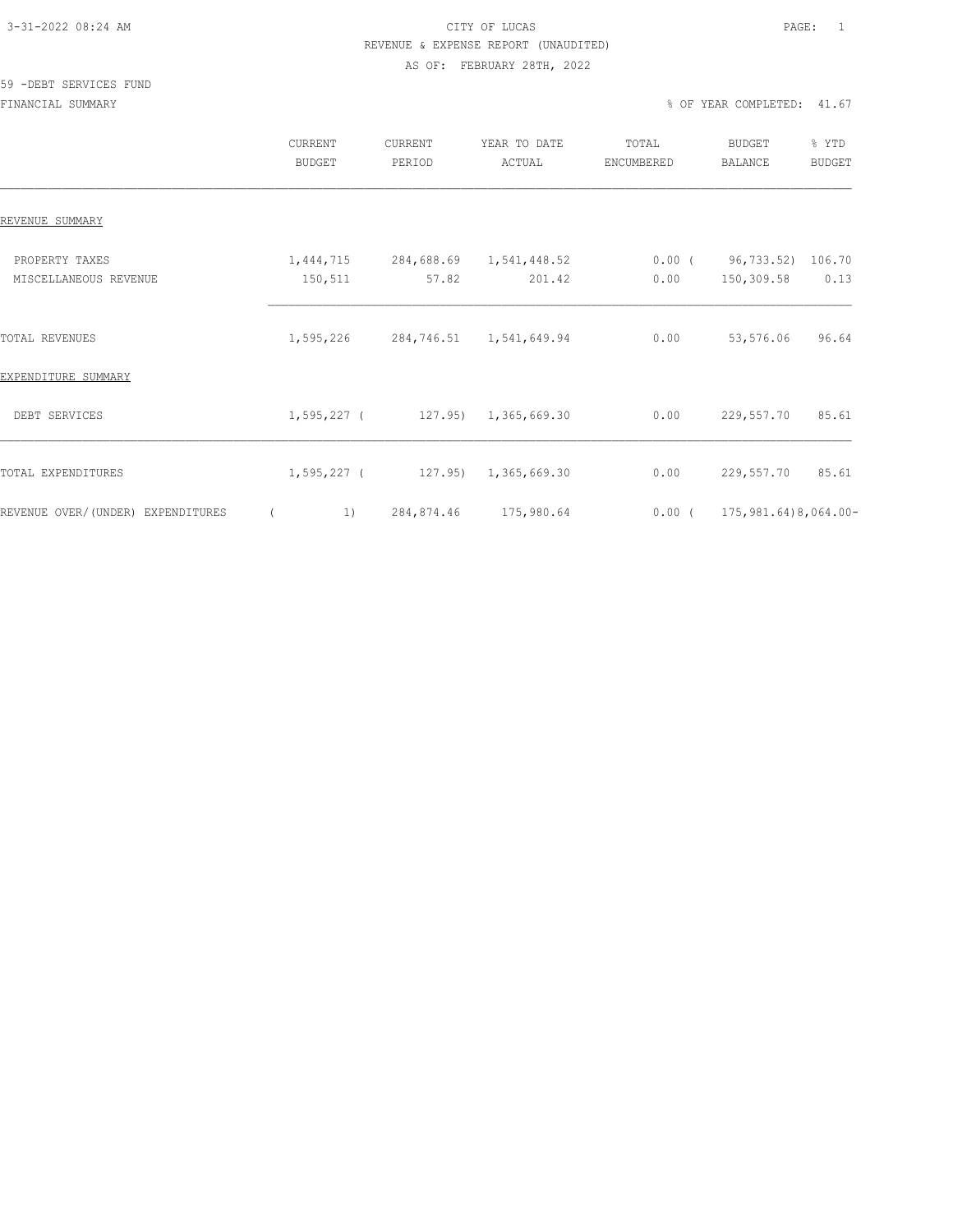CITY OF LUCAS
REVENUE & EXPENSE REPORT (UNAUDITED)
AS OF: FEBRUARY 28TH, 2022

59 -DEBT SERVICES FUND
FINANCIAL SUMMARY

% OF YEAR COMPLETED: 41.67

| | CURRENT BUDGET | CURRENT PERIOD | YEAR TO DATE ACTUAL | TOTAL ENCUMBERED | BUDGET BALANCE | % YTD BUDGET |
|---|---|---|---|---|---|---|
| REVENUE SUMMARY | | | | | | |
| PROPERTY TAXES | 1,444,715 | 284,688.69 | 1,541,448.52 | 0.00 | ( 96,733.52) | 106.70 |
| MISCELLANEOUS REVENUE | 150,511 | 57.82 | 201.42 | 0.00 | 150,309.58 | 0.13 |
| TOTAL REVENUES | 1,595,226 | 284,746.51 | 1,541,649.94 | 0.00 | 53,576.06 | 96.64 |
| EXPENDITURE SUMMARY | | | | | | |
| DEBT SERVICES | 1,595,227 | ( 127.95) | 1,365,669.30 | 0.00 | 229,557.70 | 85.61 |
| TOTAL EXPENDITURES | 1,595,227 | ( 127.95) | 1,365,669.30 | 0.00 | 229,557.70 | 85.61 |
| REVENUE OVER/(UNDER) EXPENDITURES | ( 1) | 284,874.46 | 175,980.64 | 0.00 | ( 175,981.64) | 8,064.00- |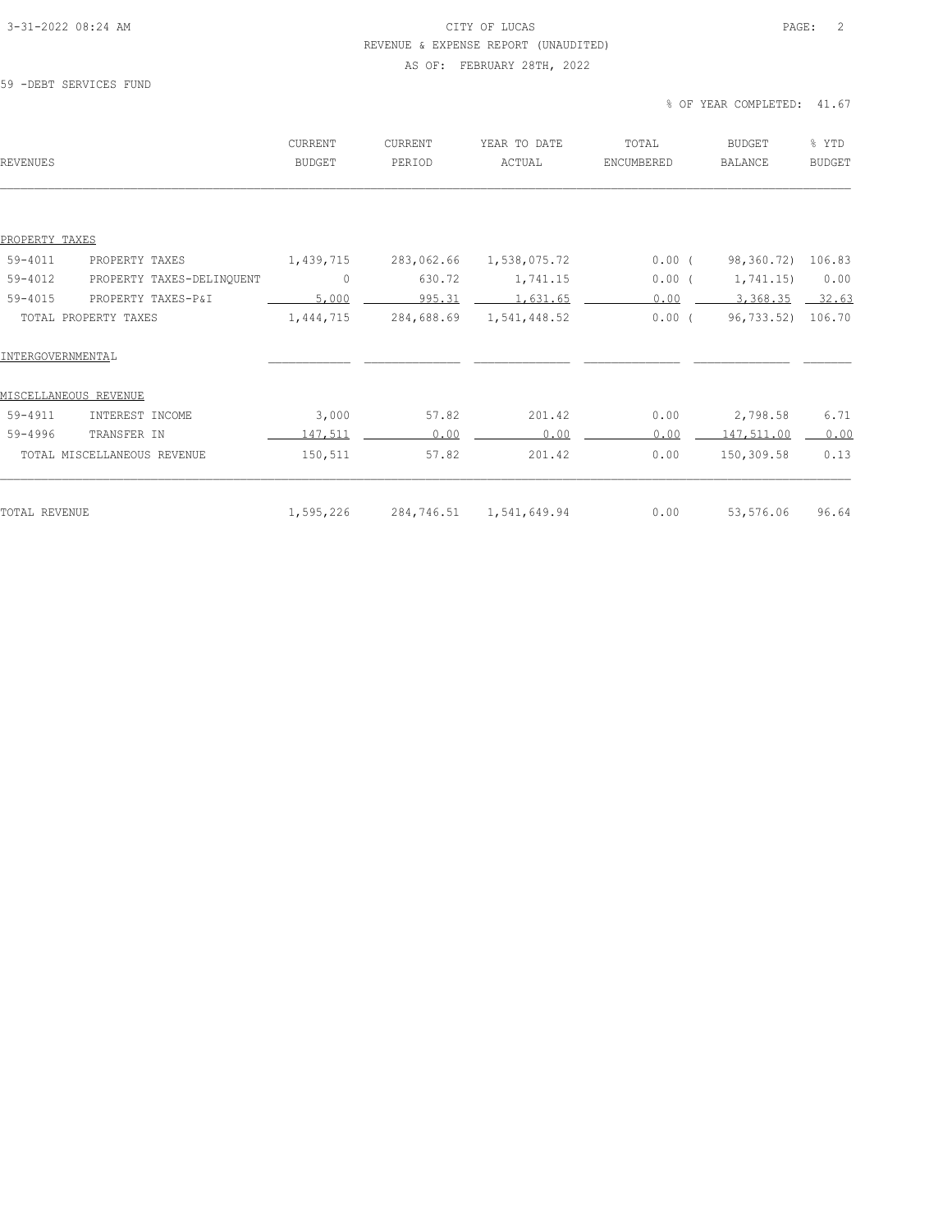CITY OF LUCAS

REVENUE & EXPENSE REPORT (UNAUDITED)

AS OF: FEBRUARY 28TH, 2022

59 -DEBT SERVICES FUND

% OF YEAR COMPLETED: 41.67

| REVENUES | | CURRENT BUDGET | CURRENT PERIOD | YEAR TO DATE ACTUAL | TOTAL ENCUMBERED | BUDGET BALANCE | % YTD BUDGET |
|---|---|---|---|---|---|---|---|
| PROPERTY TAXES | | | | | | | |
| 59-4011 | PROPERTY TAXES | 1,439,715 | 283,062.66 | 1,538,075.72 | 0.00 | ( 98,360.72) | 106.83 |
| 59-4012 | PROPERTY TAXES-DELINQUENT | 0 | 630.72 | 1,741.15 | 0.00 | ( 1,741.15) | 0.00 |
| 59-4015 | PROPERTY TAXES-P&I | 5,000 | 995.31 | 1,631.65 | 0.00 | 3,368.35 | 32.63 |
| TOTAL PROPERTY TAXES | | 1,444,715 | 284,688.69 | 1,541,448.52 | 0.00 | ( 96,733.52) | 106.70 |
| INTERGOVERNMENTAL | | | | | | | |
| MISCELLANEOUS REVENUE | | | | | | | |
| 59-4911 | INTEREST INCOME | 3,000 | 57.82 | 201.42 | 0.00 | 2,798.58 | 6.71 |
| 59-4996 | TRANSFER IN | 147,511 | 0.00 | 0.00 | 0.00 | 147,511.00 | 0.00 |
| TOTAL MISCELLANEOUS REVENUE | | 150,511 | 57.82 | 201.42 | 0.00 | 150,309.58 | 0.13 |
| TOTAL REVENUE | | 1,595,226 | 284,746.51 | 1,541,649.94 | 0.00 | 53,576.06 | 96.64 |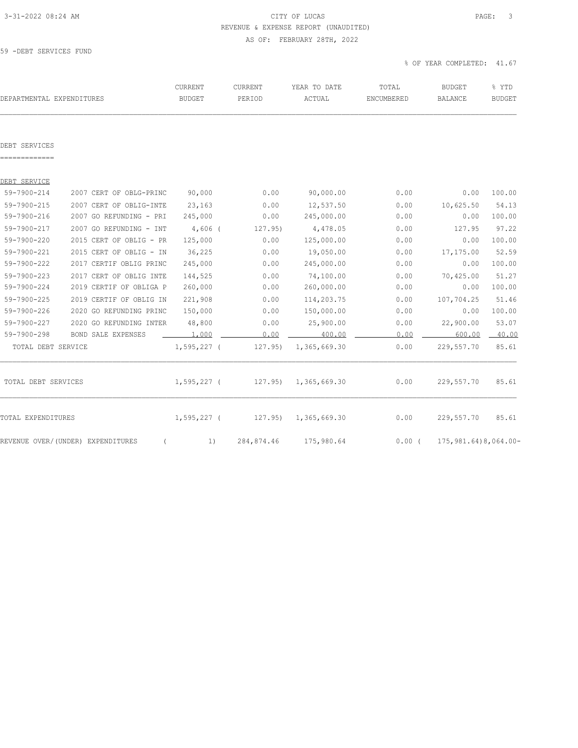CITY OF LUCAS

REVENUE & EXPENSE REPORT (UNAUDITED)

AS OF: FEBRUARY 28TH, 2022

59 -DEBT SERVICES FUND

% OF YEAR COMPLETED: 41.67

| DEPARTMENTAL EXPENDITURES | | CURRENT BUDGET | CURRENT PERIOD | YEAR TO DATE ACTUAL | TOTAL ENCUMBERED | BUDGET BALANCE | % YTD BUDGET |
|---|---|---|---|---|---|---|---|
| DEBT SERVICES | | | | | | | |
| DEBT SERVICE | | | | | | | |
| 59-7900-214 | 2007 CERT OF OBLG-PRINC | 90,000 | 0.00 | 90,000.00 | 0.00 | 0.00 | 100.00 |
| 59-7900-215 | 2007 CERT OF OBLIG-INTE | 23,163 | 0.00 | 12,537.50 | 0.00 | 10,625.50 | 54.13 |
| 59-7900-216 | 2007 GO REFUNDING - PRI | 245,000 | 0.00 | 245,000.00 | 0.00 | 0.00 | 100.00 |
| 59-7900-217 | 2007 GO REFUNDING - INT | 4,606 | ( 127.95) | 4,478.05 | 0.00 | 127.95 | 97.22 |
| 59-7900-220 | 2015 CERT OF OBLIG - PR | 125,000 | 0.00 | 125,000.00 | 0.00 | 0.00 | 100.00 |
| 59-7900-221 | 2015 CERT OF OBLIG - IN | 36,225 | 0.00 | 19,050.00 | 0.00 | 17,175.00 | 52.59 |
| 59-7900-222 | 2017 CERTIF OBLIG PRINC | 245,000 | 0.00 | 245,000.00 | 0.00 | 0.00 | 100.00 |
| 59-7900-223 | 2017 CERT OF OBLIG INTE | 144,525 | 0.00 | 74,100.00 | 0.00 | 70,425.00 | 51.27 |
| 59-7900-224 | 2019 CERTIF OF OBLIGA P | 260,000 | 0.00 | 260,000.00 | 0.00 | 0.00 | 100.00 |
| 59-7900-225 | 2019 CERTIF OF OBLIG IN | 221,908 | 0.00 | 114,203.75 | 0.00 | 107,704.25 | 51.46 |
| 59-7900-226 | 2020 GO REFUNDING PRINC | 150,000 | 0.00 | 150,000.00 | 0.00 | 0.00 | 100.00 |
| 59-7900-227 | 2020 GO REFUNDING INTER | 48,800 | 0.00 | 25,900.00 | 0.00 | 22,900.00 | 53.07 |
| 59-7900-298 | BOND SALE EXPENSES | 1,000 | 0.00 | 400.00 | 0.00 | 600.00 | 40.00 |
| TOTAL DEBT SERVICE | | 1,595,227 | ( 127.95) | 1,365,669.30 | 0.00 | 229,557.70 | 85.61 |
| TOTAL DEBT SERVICES | | 1,595,227 | ( 127.95) | 1,365,669.30 | 0.00 | 229,557.70 | 85.61 |
| TOTAL EXPENDITURES | | 1,595,227 | ( 127.95) | 1,365,669.30 | 0.00 | 229,557.70 | 85.61 |
| REVENUE OVER/(UNDER) EXPENDITURES | | ( 1) | 284,874.46 | 175,980.64 | 0.00 | ( 175,981.64) | 8,064.00- |